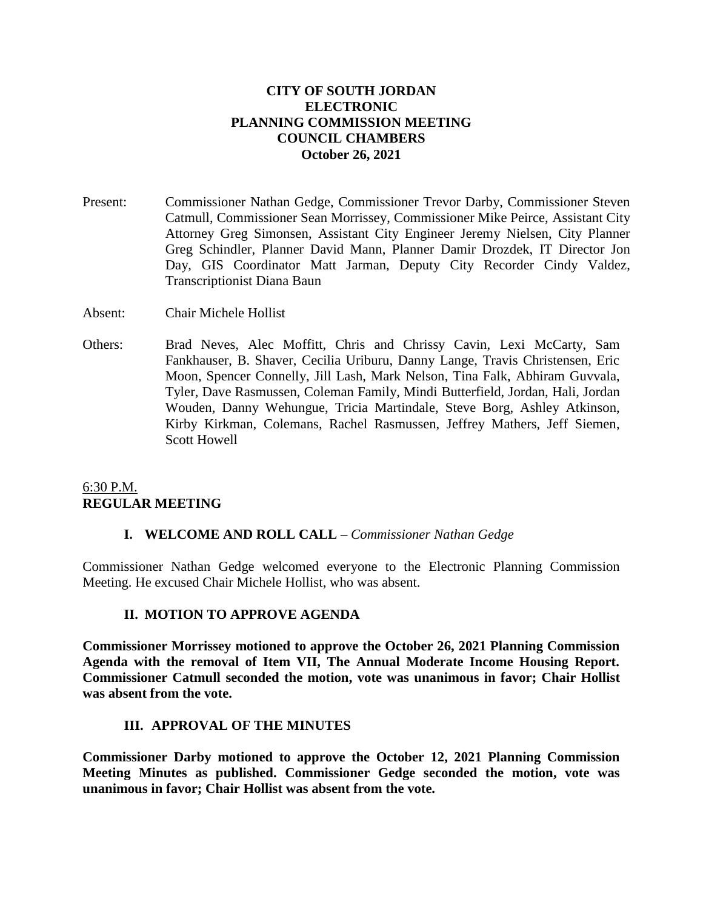**CITY OF SOUTH JORDAN**
**ELECTRONIC**
**PLANNING COMMISSION MEETING**
**COUNCIL CHAMBERS**
**October 26, 2021**

Present: Commissioner Nathan Gedge, Commissioner Trevor Darby, Commissioner Steven Catmull, Commissioner Sean Morrissey, Commissioner Mike Peirce, Assistant City Attorney Greg Simonsen, Assistant City Engineer Jeremy Nielsen, City Planner Greg Schindler, Planner David Mann, Planner Damir Drozdek, IT Director Jon Day, GIS Coordinator Matt Jarman, Deputy City Recorder Cindy Valdez, Transcriptionist Diana Baun

Absent: Chair Michele Hollist

Others: Brad Neves, Alec Moffitt, Chris and Chrissy Cavin, Lexi McCarty, Sam Fankhauser, B. Shaver, Cecilia Uriburu, Danny Lange, Travis Christensen, Eric Moon, Spencer Connelly, Jill Lash, Mark Nelson, Tina Falk, Abhiram Guvvala, Tyler, Dave Rasmussen, Coleman Family, Mindi Butterfield, Jordan, Hali, Jordan Wouden, Danny Wehungue, Tricia Martindale, Steve Borg, Ashley Atkinson, Kirby Kirkman, Colemans, Rachel Rasmussen, Jeffrey Mathers, Jeff Siemen, Scott Howell

6:30 P.M.
**REGULAR MEETING**

**I. WELCOME AND ROLL CALL** – *Commissioner Nathan Gedge*

Commissioner Nathan Gedge welcomed everyone to the Electronic Planning Commission Meeting. He excused Chair Michele Hollist, who was absent.

**II. MOTION TO APPROVE AGENDA**

**Commissioner Morrissey motioned to approve the October 26, 2021 Planning Commission Agenda with the removal of Item VII, The Annual Moderate Income Housing Report. Commissioner Catmull seconded the motion, vote was unanimous in favor; Chair Hollist was absent from the vote.**

**III. APPROVAL OF THE MINUTES**

**Commissioner Darby motioned to approve the October 12, 2021 Planning Commission Meeting Minutes as published. Commissioner Gedge seconded the motion, vote was unanimous in favor; Chair Hollist was absent from the vote.**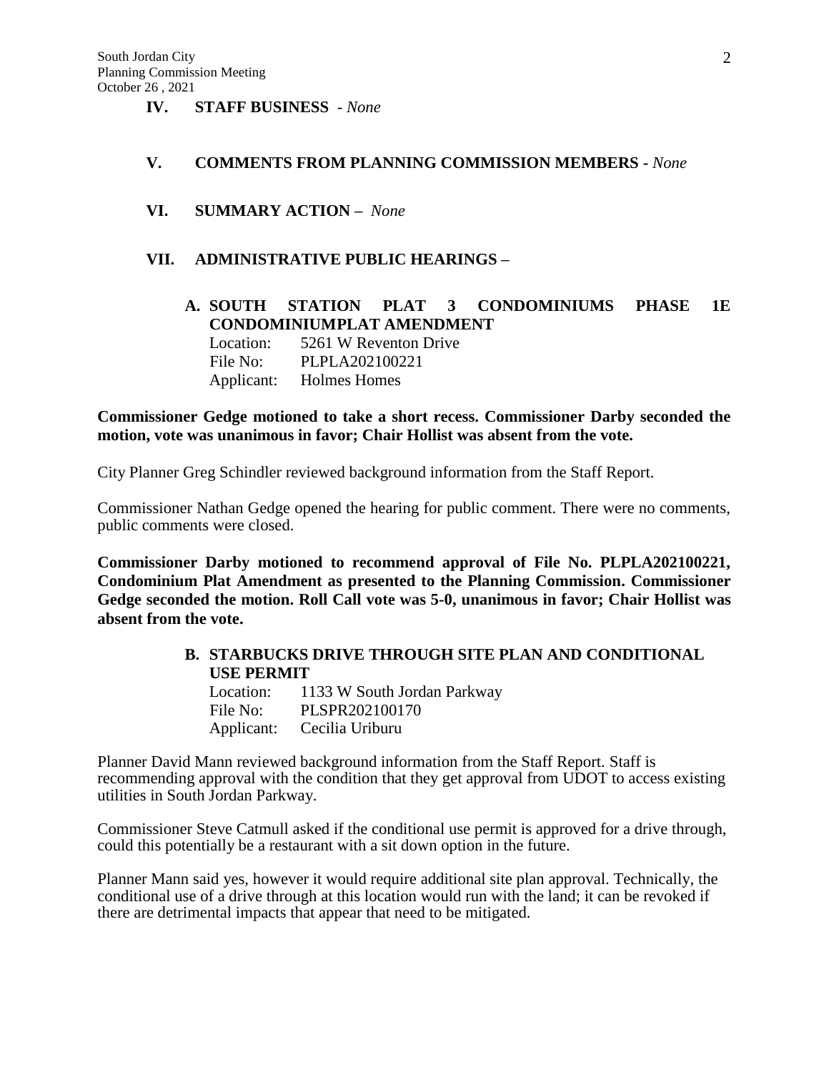**IV. STAFF BUSINESS** - *None*

**V. COMMENTS FROM PLANNING COMMISSION MEMBERS -** *None*

**VI. SUMMARY ACTION –** *None*

**VII. ADMINISTRATIVE PUBLIC HEARINGS –**

**A. SOUTH STATION PLAT 3 CONDOMINIUMS PHASE 1E CONDOMINIUMPLAT AMENDMENT**

Location: 5261 W Reventon Drive
File No: PLPLA202100221
Applicant: Holmes Homes

**Commissioner Gedge motioned to take a short recess. Commissioner Darby seconded the motion, vote was unanimous in favor; Chair Hollist was absent from the vote.**

City Planner Greg Schindler reviewed background information from the Staff Report.

Commissioner Nathan Gedge opened the hearing for public comment. There were no comments, public comments were closed.

**Commissioner Darby motioned to recommend approval of File No. PLPLA202100221, Condominium Plat Amendment as presented to the Planning Commission. Commissioner Gedge seconded the motion. Roll Call vote was 5-0, unanimous in favor; Chair Hollist was absent from the vote.**

**B. STARBUCKS DRIVE THROUGH SITE PLAN AND CONDITIONAL USE PERMIT**

Location: 1133 W South Jordan Parkway
File No: PLSPR202100170
Applicant: Cecilia Uriburu

Planner David Mann reviewed background information from the Staff Report. Staff is recommending approval with the condition that they get approval from UDOT to access existing utilities in South Jordan Parkway.

Commissioner Steve Catmull asked if the conditional use permit is approved for a drive through, could this potentially be a restaurant with a sit down option in the future.

Planner Mann said yes, however it would require additional site plan approval. Technically, the conditional use of a drive through at this location would run with the land; it can be revoked if there are detrimental impacts that appear that need to be mitigated.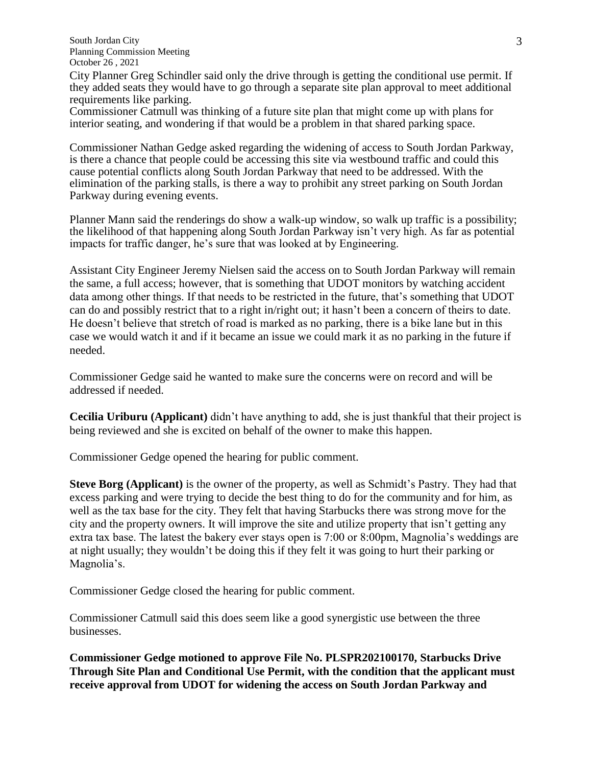City Planner Greg Schindler said only the drive through is getting the conditional use permit. If they added seats they would have to go through a separate site plan approval to meet additional requirements like parking.
Commissioner Catmull was thinking of a future site plan that might come up with plans for interior seating, and wondering if that would be a problem in that shared parking space.

Commissioner Nathan Gedge asked regarding the widening of access to South Jordan Parkway, is there a chance that people could be accessing this site via westbound traffic and could this cause potential conflicts along South Jordan Parkway that need to be addressed. With the elimination of the parking stalls, is there a way to prohibit any street parking on South Jordan Parkway during evening events.

Planner Mann said the renderings do show a walk-up window, so walk up traffic is a possibility; the likelihood of that happening along South Jordan Parkway isn't very high. As far as potential impacts for traffic danger, he's sure that was looked at by Engineering.

Assistant City Engineer Jeremy Nielsen said the access on to South Jordan Parkway will remain the same, a full access; however, that is something that UDOT monitors by watching accident data among other things. If that needs to be restricted in the future, that's something that UDOT can do and possibly restrict that to a right in/right out; it hasn't been a concern of theirs to date. He doesn't believe that stretch of road is marked as no parking, there is a bike lane but in this case we would watch it and if it became an issue we could mark it as no parking in the future if needed.

Commissioner Gedge said he wanted to make sure the concerns were on record and will be addressed if needed.

**Cecilia Uriburu (Applicant)** didn't have anything to add, she is just thankful that their project is being reviewed and she is excited on behalf of the owner to make this happen.

Commissioner Gedge opened the hearing for public comment.

**Steve Borg (Applicant)** is the owner of the property, as well as Schmidt's Pastry. They had that excess parking and were trying to decide the best thing to do for the community and for him, as well as the tax base for the city. They felt that having Starbucks there was strong move for the city and the property owners. It will improve the site and utilize property that isn't getting any extra tax base. The latest the bakery ever stays open is 7:00 or 8:00pm, Magnolia's weddings are at night usually; they wouldn't be doing this if they felt it was going to hurt their parking or Magnolia's.

Commissioner Gedge closed the hearing for public comment.

Commissioner Catmull said this does seem like a good synergistic use between the three businesses.

**Commissioner Gedge motioned to approve File No. PLSPR202100170, Starbucks Drive Through Site Plan and Conditional Use Permit, with the condition that the applicant must receive approval from UDOT for widening the access on South Jordan Parkway and**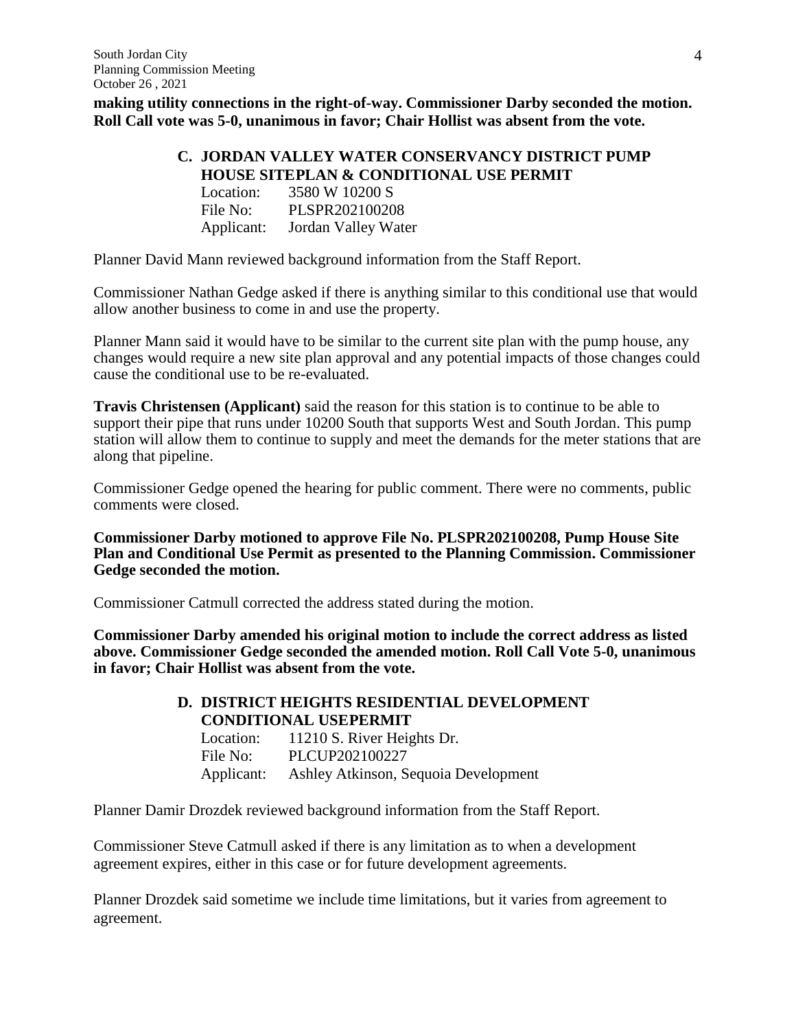**making utility connections in the right-of-way. Commissioner Darby seconded the motion. Roll Call vote was 5-0, unanimous in favor; Chair Hollist was absent from the vote.**

### C. JORDAN VALLEY WATER CONSERVANCY DISTRICT PUMP HOUSE SITEPLAN & CONDITIONAL USE PERMIT

Location: 3580 W 10200 S
File No: PLSPR202100208
Applicant: Jordan Valley Water

Planner David Mann reviewed background information from the Staff Report.

Commissioner Nathan Gedge asked if there is anything similar to this conditional use that would allow another business to come in and use the property.

Planner Mann said it would have to be similar to the current site plan with the pump house, any changes would require a new site plan approval and any potential impacts of those changes could cause the conditional use to be re-evaluated.

**Travis Christensen (Applicant)** said the reason for this station is to continue to be able to support their pipe that runs under 10200 South that supports West and South Jordan. This pump station will allow them to continue to supply and meet the demands for the meter stations that are along that pipeline.

Commissioner Gedge opened the hearing for public comment. There were no comments, public comments were closed.

**Commissioner Darby motioned to approve File No. PLSPR202100208, Pump House Site Plan and Conditional Use Permit as presented to the Planning Commission. Commissioner Gedge seconded the motion.**

Commissioner Catmull corrected the address stated during the motion.

**Commissioner Darby amended his original motion to include the correct address as listed above. Commissioner Gedge seconded the amended motion. Roll Call Vote 5-0, unanimous in favor; Chair Hollist was absent from the vote.**

### D. DISTRICT HEIGHTS RESIDENTIAL DEVELOPMENT CONDITIONAL USEPERMIT

Location: 11210 S. River Heights Dr.
File No: PLCUP202100227
Applicant: Ashley Atkinson, Sequoia Development

Planner Damir Drozdek reviewed background information from the Staff Report.

Commissioner Steve Catmull asked if there is any limitation as to when a development agreement expires, either in this case or for future development agreements.

Planner Drozdek said sometime we include time limitations, but it varies from agreement to agreement.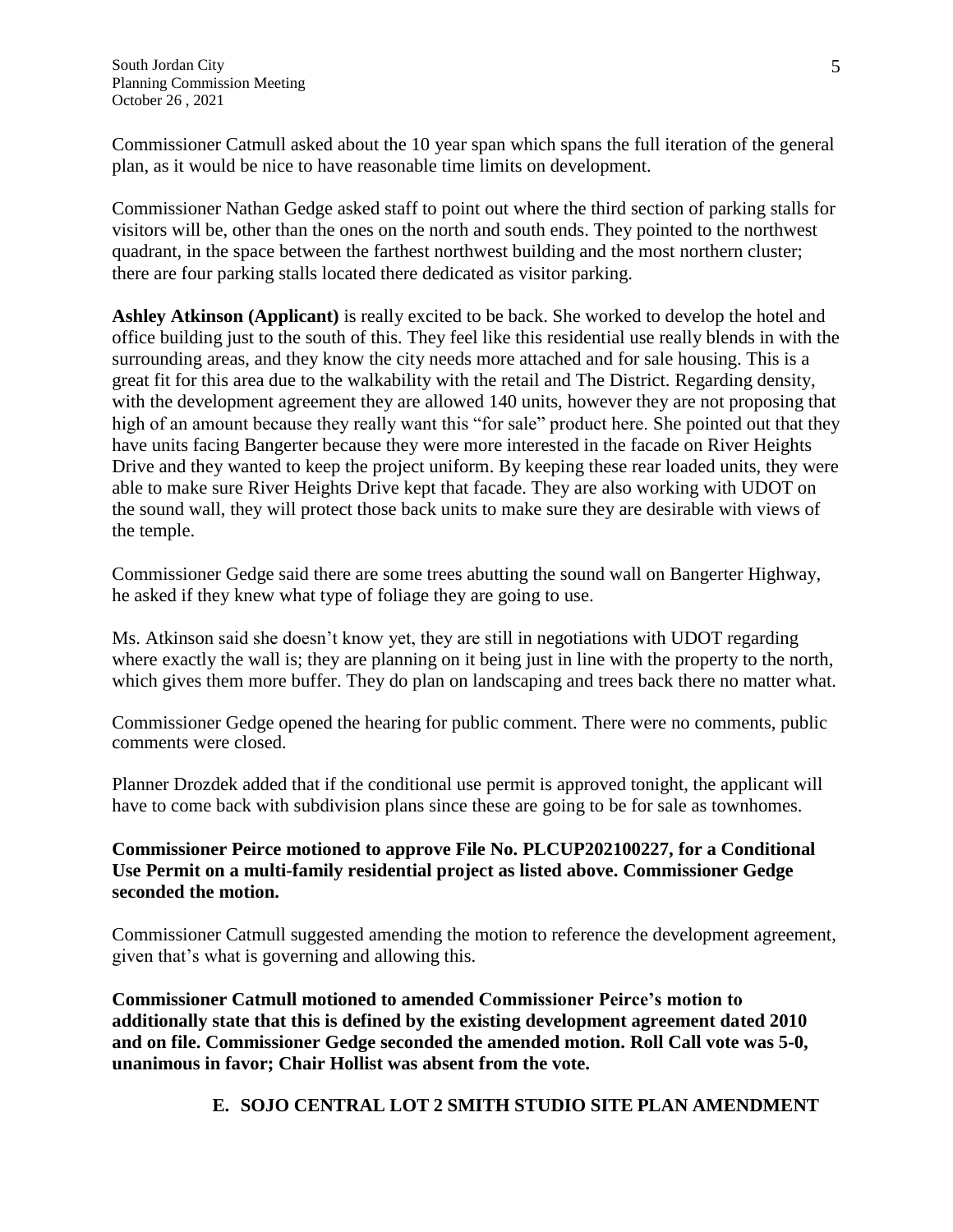Commissioner Catmull asked about the 10 year span which spans the full iteration of the general plan, as it would be nice to have reasonable time limits on development.

Commissioner Nathan Gedge asked staff to point out where the third section of parking stalls for visitors will be, other than the ones on the north and south ends. They pointed to the northwest quadrant, in the space between the farthest northwest building and the most northern cluster; there are four parking stalls located there dedicated as visitor parking.

**Ashley Atkinson (Applicant)** is really excited to be back. She worked to develop the hotel and office building just to the south of this. They feel like this residential use really blends in with the surrounding areas, and they know the city needs more attached and for sale housing. This is a great fit for this area due to the walkability with the retail and The District. Regarding density, with the development agreement they are allowed 140 units, however they are not proposing that high of an amount because they really want this "for sale" product here. She pointed out that they have units facing Bangerter because they were more interested in the facade on River Heights Drive and they wanted to keep the project uniform. By keeping these rear loaded units, they were able to make sure River Heights Drive kept that facade. They are also working with UDOT on the sound wall, they will protect those back units to make sure they are desirable with views of the temple.

Commissioner Gedge said there are some trees abutting the sound wall on Bangerter Highway, he asked if they knew what type of foliage they are going to use.

Ms. Atkinson said she doesn't know yet, they are still in negotiations with UDOT regarding where exactly the wall is; they are planning on it being just in line with the property to the north, which gives them more buffer. They do plan on landscaping and trees back there no matter what.

Commissioner Gedge opened the hearing for public comment. There were no comments, public comments were closed.

Planner Drozdek added that if the conditional use permit is approved tonight, the applicant will have to come back with subdivision plans since these are going to be for sale as townhomes.

**Commissioner Peirce motioned to approve File No. PLCUP202100227, for a Conditional Use Permit on a multi-family residential project as listed above. Commissioner Gedge seconded the motion.**

Commissioner Catmull suggested amending the motion to reference the development agreement, given that's what is governing and allowing this.

**Commissioner Catmull motioned to amended Commissioner Peirce's motion to additionally state that this is defined by the existing development agreement dated 2010 and on file. Commissioner Gedge seconded the amended motion. Roll Call vote was 5-0, unanimous in favor; Chair Hollist was absent from the vote.**

### E. SOJO CENTRAL LOT 2 SMITH STUDIO SITE PLAN AMENDMENT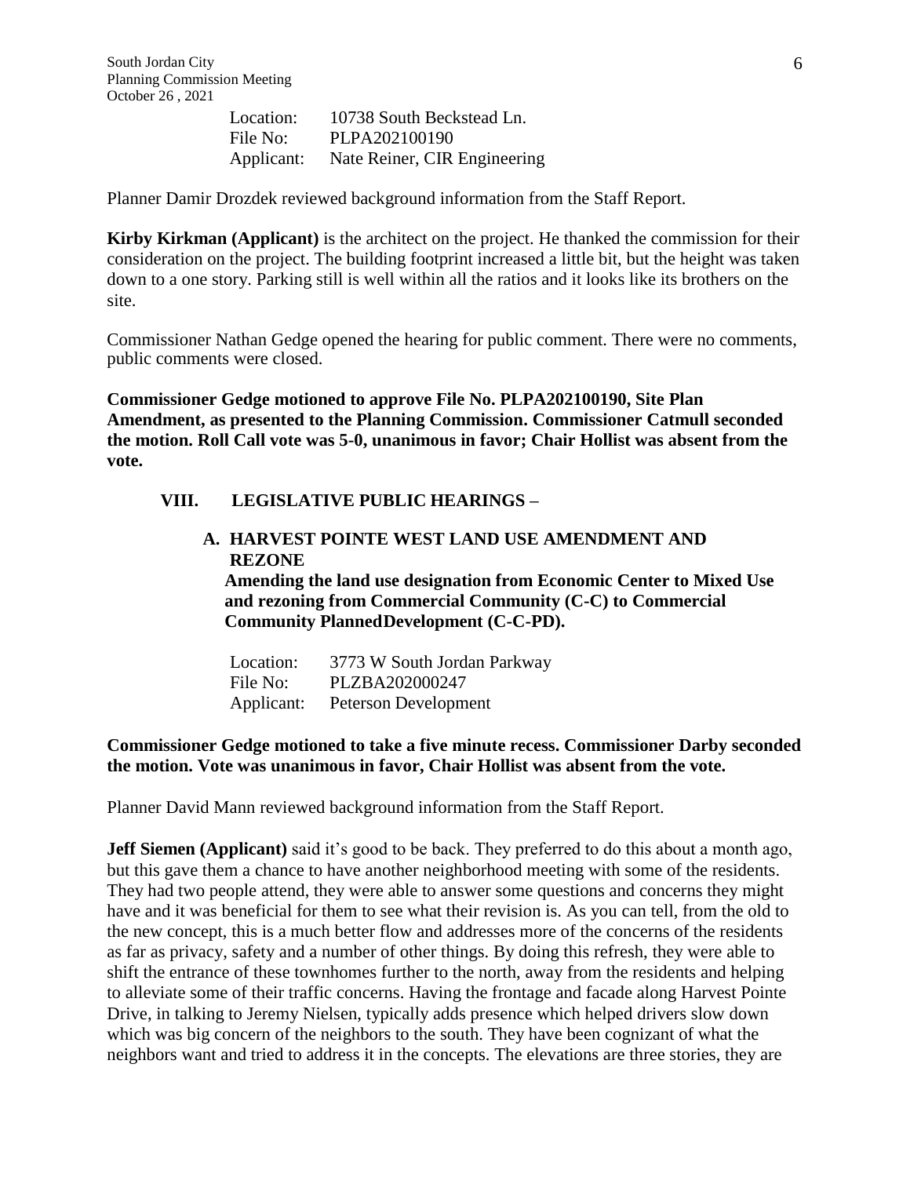Location: 10738 South Beckstead Ln.
File No: PLPA202100190
Applicant: Nate Reiner, CIR Engineering

Planner Damir Drozdek reviewed background information from the Staff Report.

**Kirby Kirkman (Applicant)** is the architect on the project. He thanked the commission for their consideration on the project. The building footprint increased a little bit, but the height was taken down to a one story. Parking still is well within all the ratios and it looks like its brothers on the site.

Commissioner Nathan Gedge opened the hearing for public comment. There were no comments, public comments were closed.

**Commissioner Gedge motioned to approve File No. PLPA202100190, Site Plan Amendment, as presented to the Planning Commission. Commissioner Catmull seconded the motion. Roll Call vote was 5-0, unanimous in favor; Chair Hollist was absent from the vote.**

## VIII. LEGISLATIVE PUBLIC HEARINGS –

### A. HARVEST POINTE WEST LAND USE AMENDMENT AND REZONE

**Amending the land use designation from Economic Center to Mixed Use and rezoning from Commercial Community (C-C) to Commercial Community PlannedDevelopment (C-C-PD).**

Location: 3773 W South Jordan Parkway
File No: PLZBA202000247
Applicant: Peterson Development

**Commissioner Gedge motioned to take a five minute recess. Commissioner Darby seconded the motion. Vote was unanimous in favor, Chair Hollist was absent from the vote.**

Planner David Mann reviewed background information from the Staff Report.

**Jeff Siemen (Applicant)** said it's good to be back. They preferred to do this about a month ago, but this gave them a chance to have another neighborhood meeting with some of the residents. They had two people attend, they were able to answer some questions and concerns they might have and it was beneficial for them to see what their revision is. As you can tell, from the old to the new concept, this is a much better flow and addresses more of the concerns of the residents as far as privacy, safety and a number of other things. By doing this refresh, they were able to shift the entrance of these townhomes further to the north, away from the residents and helping to alleviate some of their traffic concerns. Having the frontage and facade along Harvest Pointe Drive, in talking to Jeremy Nielsen, typically adds presence which helped drivers slow down which was big concern of the neighbors to the south. They have been cognizant of what the neighbors want and tried to address it in the concepts. The elevations are three stories, they are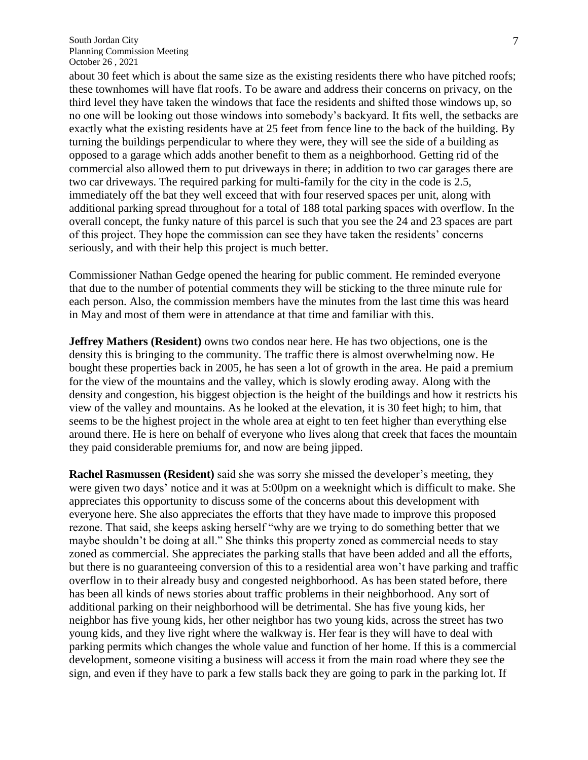about 30 feet which is about the same size as the existing residents there who have pitched roofs; these townhomes will have flat roofs. To be aware and address their concerns on privacy, on the third level they have taken the windows that face the residents and shifted those windows up, so no one will be looking out those windows into somebody's backyard. It fits well, the setbacks are exactly what the existing residents have at 25 feet from fence line to the back of the building. By turning the buildings perpendicular to where they were, they will see the side of a building as opposed to a garage which adds another benefit to them as a neighborhood. Getting rid of the commercial also allowed them to put driveways in there; in addition to two car garages there are two car driveways. The required parking for multi-family for the city in the code is 2.5, immediately off the bat they well exceed that with four reserved spaces per unit, along with additional parking spread throughout for a total of 188 total parking spaces with overflow. In the overall concept, the funky nature of this parcel is such that you see the 24 and 23 spaces are part of this project. They hope the commission can see they have taken the residents' concerns seriously, and with their help this project is much better.

Commissioner Nathan Gedge opened the hearing for public comment. He reminded everyone that due to the number of potential comments they will be sticking to the three minute rule for each person. Also, the commission members have the minutes from the last time this was heard in May and most of them were in attendance at that time and familiar with this.

**Jeffrey Mathers (Resident)** owns two condos near here. He has two objections, one is the density this is bringing to the community. The traffic there is almost overwhelming now. He bought these properties back in 2005, he has seen a lot of growth in the area. He paid a premium for the view of the mountains and the valley, which is slowly eroding away. Along with the density and congestion, his biggest objection is the height of the buildings and how it restricts his view of the valley and mountains. As he looked at the elevation, it is 30 feet high; to him, that seems to be the highest project in the whole area at eight to ten feet higher than everything else around there. He is here on behalf of everyone who lives along that creek that faces the mountain they paid considerable premiums for, and now are being jipped.

**Rachel Rasmussen (Resident)** said she was sorry she missed the developer's meeting, they were given two days' notice and it was at 5:00pm on a weeknight which is difficult to make. She appreciates this opportunity to discuss some of the concerns about this development with everyone here. She also appreciates the efforts that they have made to improve this proposed rezone. That said, she keeps asking herself "why are we trying to do something better that we maybe shouldn't be doing at all." She thinks this property zoned as commercial needs to stay zoned as commercial. She appreciates the parking stalls that have been added and all the efforts, but there is no guaranteeing conversion of this to a residential area won't have parking and traffic overflow in to their already busy and congested neighborhood. As has been stated before, there has been all kinds of news stories about traffic problems in their neighborhood. Any sort of additional parking on their neighborhood will be detrimental. She has five young kids, her neighbor has five young kids, her other neighbor has two young kids, across the street has two young kids, and they live right where the walkway is. Her fear is they will have to deal with parking permits which changes the whole value and function of her home. If this is a commercial development, someone visiting a business will access it from the main road where they see the sign, and even if they have to park a few stalls back they are going to park in the parking lot. If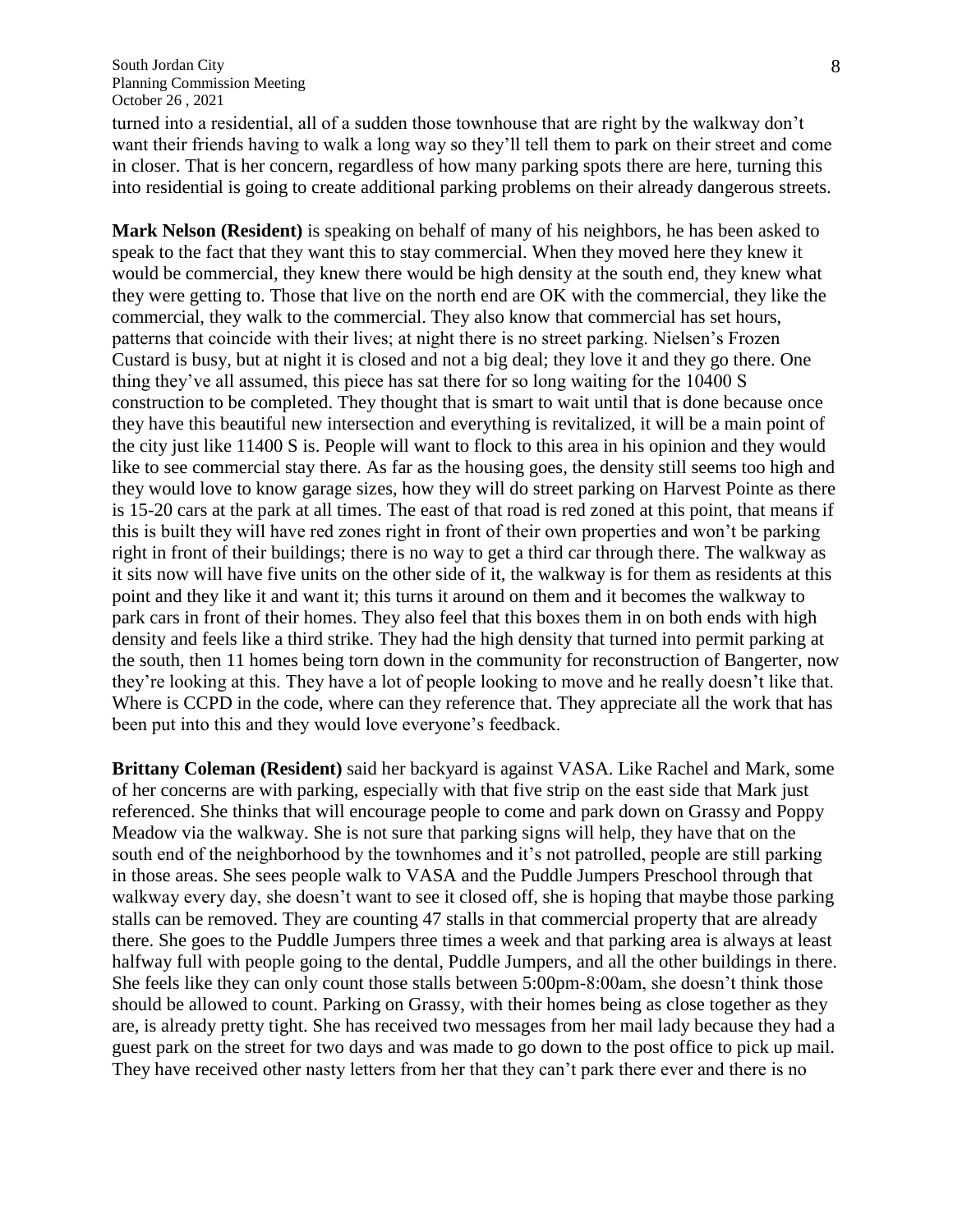turned into a residential, all of a sudden those townhouse that are right by the walkway don't want their friends having to walk a long way so they'll tell them to park on their street and come in closer. That is her concern, regardless of how many parking spots there are here, turning this into residential is going to create additional parking problems on their already dangerous streets.

**Mark Nelson (Resident)** is speaking on behalf of many of his neighbors, he has been asked to speak to the fact that they want this to stay commercial. When they moved here they knew it would be commercial, they knew there would be high density at the south end, they knew what they were getting to. Those that live on the north end are OK with the commercial, they like the commercial, they walk to the commercial. They also know that commercial has set hours, patterns that coincide with their lives; at night there is no street parking. Nielsen's Frozen Custard is busy, but at night it is closed and not a big deal; they love it and they go there. One thing they've all assumed, this piece has sat there for so long waiting for the 10400 S construction to be completed. They thought that is smart to wait until that is done because once they have this beautiful new intersection and everything is revitalized, it will be a main point of the city just like 11400 S is. People will want to flock to this area in his opinion and they would like to see commercial stay there. As far as the housing goes, the density still seems too high and they would love to know garage sizes, how they will do street parking on Harvest Pointe as there is 15-20 cars at the park at all times. The east of that road is red zoned at this point, that means if this is built they will have red zones right in front of their own properties and won't be parking right in front of their buildings; there is no way to get a third car through there. The walkway as it sits now will have five units on the other side of it, the walkway is for them as residents at this point and they like it and want it; this turns it around on them and it becomes the walkway to park cars in front of their homes. They also feel that this boxes them in on both ends with high density and feels like a third strike. They had the high density that turned into permit parking at the south, then 11 homes being torn down in the community for reconstruction of Bangerter, now they're looking at this. They have a lot of people looking to move and he really doesn't like that. Where is CCPD in the code, where can they reference that. They appreciate all the work that has been put into this and they would love everyone's feedback.

**Brittany Coleman (Resident)** said her backyard is against VASA. Like Rachel and Mark, some of her concerns are with parking, especially with that five strip on the east side that Mark just referenced. She thinks that will encourage people to come and park down on Grassy and Poppy Meadow via the walkway. She is not sure that parking signs will help, they have that on the south end of the neighborhood by the townhomes and it's not patrolled, people are still parking in those areas. She sees people walk to VASA and the Puddle Jumpers Preschool through that walkway every day, she doesn't want to see it closed off, she is hoping that maybe those parking stalls can be removed. They are counting 47 stalls in that commercial property that are already there. She goes to the Puddle Jumpers three times a week and that parking area is always at least halfway full with people going to the dental, Puddle Jumpers, and all the other buildings in there. She feels like they can only count those stalls between 5:00pm-8:00am, she doesn't think those should be allowed to count. Parking on Grassy, with their homes being as close together as they are, is already pretty tight. She has received two messages from her mail lady because they had a guest park on the street for two days and was made to go down to the post office to pick up mail. They have received other nasty letters from her that they can't park there ever and there is no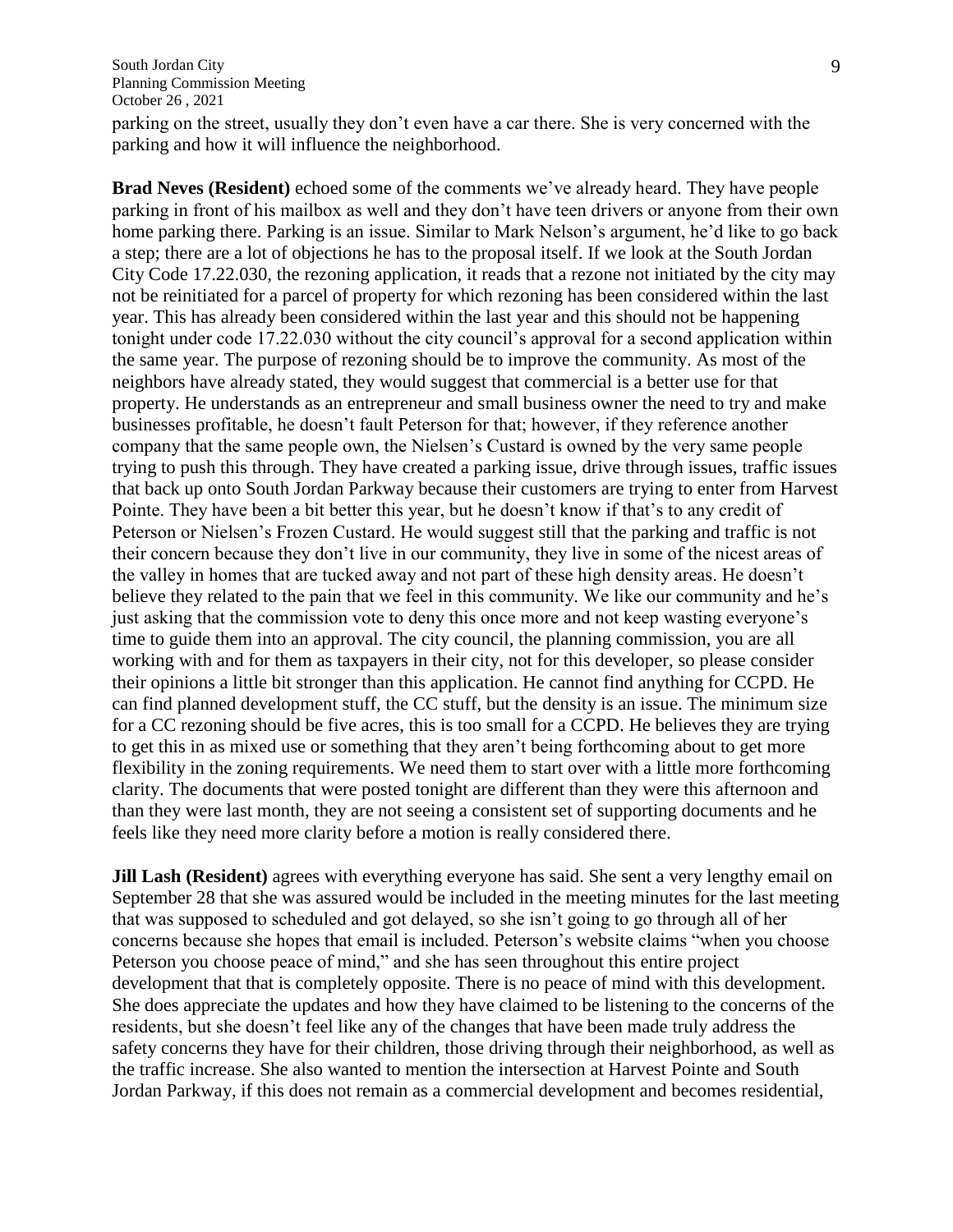parking on the street, usually they don't even have a car there. She is very concerned with the parking and how it will influence the neighborhood.

**Brad Neves (Resident)** echoed some of the comments we've already heard. They have people parking in front of his mailbox as well and they don't have teen drivers or anyone from their own home parking there. Parking is an issue. Similar to Mark Nelson's argument, he'd like to go back a step; there are a lot of objections he has to the proposal itself. If we look at the South Jordan City Code 17.22.030, the rezoning application, it reads that a rezone not initiated by the city may not be reinitiated for a parcel of property for which rezoning has been considered within the last year. This has already been considered within the last year and this should not be happening tonight under code 17.22.030 without the city council's approval for a second application within the same year. The purpose of rezoning should be to improve the community. As most of the neighbors have already stated, they would suggest that commercial is a better use for that property. He understands as an entrepreneur and small business owner the need to try and make businesses profitable, he doesn't fault Peterson for that; however, if they reference another company that the same people own, the Nielsen's Custard is owned by the very same people trying to push this through. They have created a parking issue, drive through issues, traffic issues that back up onto South Jordan Parkway because their customers are trying to enter from Harvest Pointe. They have been a bit better this year, but he doesn't know if that's to any credit of Peterson or Nielsen's Frozen Custard. He would suggest still that the parking and traffic is not their concern because they don't live in our community, they live in some of the nicest areas of the valley in homes that are tucked away and not part of these high density areas. He doesn't believe they related to the pain that we feel in this community. We like our community and he's just asking that the commission vote to deny this once more and not keep wasting everyone's time to guide them into an approval. The city council, the planning commission, you are all working with and for them as taxpayers in their city, not for this developer, so please consider their opinions a little bit stronger than this application. He cannot find anything for CCPD. He can find planned development stuff, the CC stuff, but the density is an issue. The minimum size for a CC rezoning should be five acres, this is too small for a CCPD. He believes they are trying to get this in as mixed use or something that they aren't being forthcoming about to get more flexibility in the zoning requirements. We need them to start over with a little more forthcoming clarity. The documents that were posted tonight are different than they were this afternoon and than they were last month, they are not seeing a consistent set of supporting documents and he feels like they need more clarity before a motion is really considered there.

**Jill Lash (Resident)** agrees with everything everyone has said. She sent a very lengthy email on September 28 that she was assured would be included in the meeting minutes for the last meeting that was supposed to scheduled and got delayed, so she isn't going to go through all of her concerns because she hopes that email is included. Peterson's website claims "when you choose Peterson you choose peace of mind," and she has seen throughout this entire project development that that is completely opposite. There is no peace of mind with this development. She does appreciate the updates and how they have claimed to be listening to the concerns of the residents, but she doesn't feel like any of the changes that have been made truly address the safety concerns they have for their children, those driving through their neighborhood, as well as the traffic increase. She also wanted to mention the intersection at Harvest Pointe and South Jordan Parkway, if this does not remain as a commercial development and becomes residential,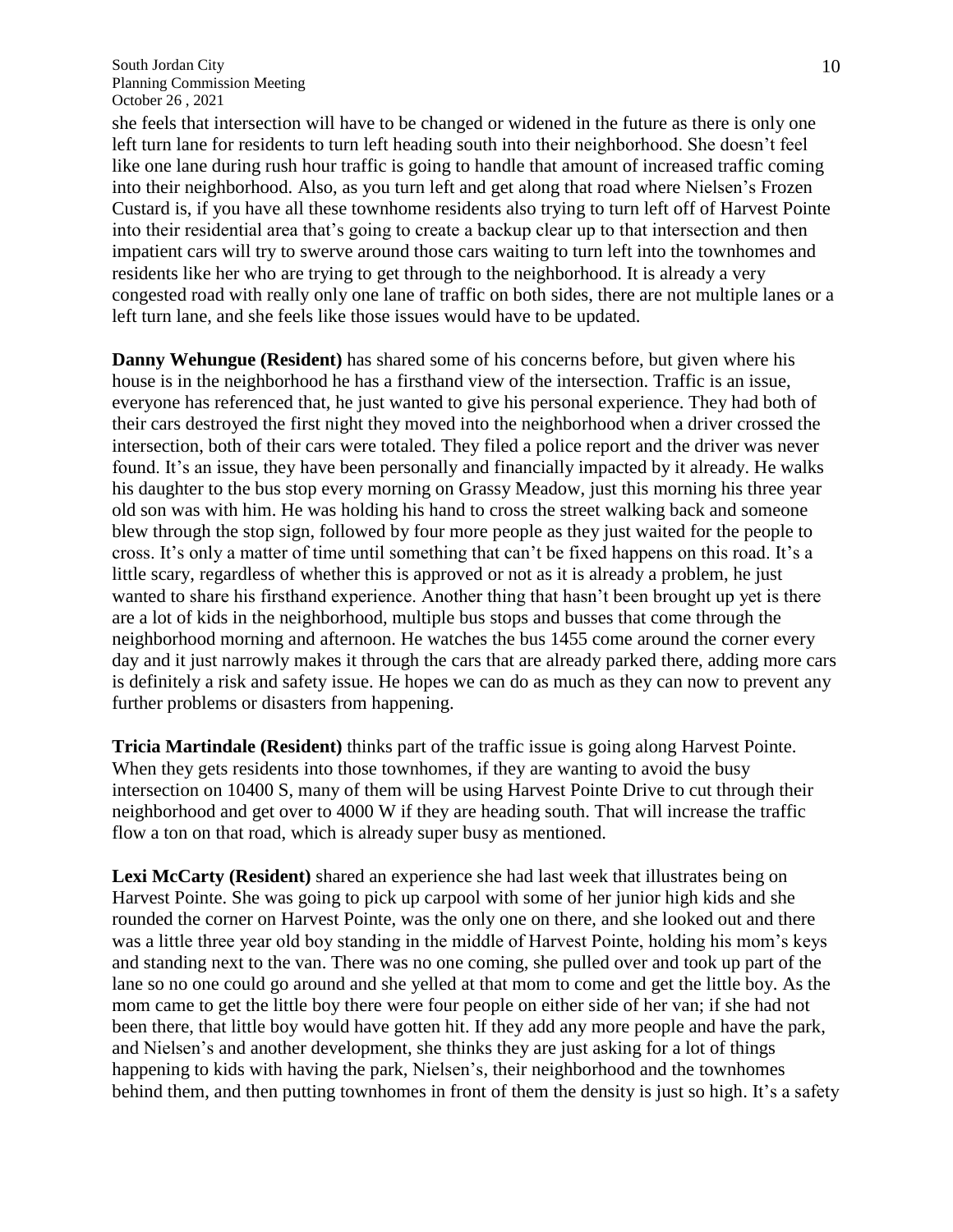she feels that intersection will have to be changed or widened in the future as there is only one left turn lane for residents to turn left heading south into their neighborhood. She doesn't feel like one lane during rush hour traffic is going to handle that amount of increased traffic coming into their neighborhood. Also, as you turn left and get along that road where Nielsen's Frozen Custard is, if you have all these townhome residents also trying to turn left off of Harvest Pointe into their residential area that's going to create a backup clear up to that intersection and then impatient cars will try to swerve around those cars waiting to turn left into the townhomes and residents like her who are trying to get through to the neighborhood. It is already a very congested road with really only one lane of traffic on both sides, there are not multiple lanes or a left turn lane, and she feels like those issues would have to be updated.

**Danny Wehungue (Resident)** has shared some of his concerns before, but given where his house is in the neighborhood he has a firsthand view of the intersection. Traffic is an issue, everyone has referenced that, he just wanted to give his personal experience. They had both of their cars destroyed the first night they moved into the neighborhood when a driver crossed the intersection, both of their cars were totaled. They filed a police report and the driver was never found. It's an issue, they have been personally and financially impacted by it already. He walks his daughter to the bus stop every morning on Grassy Meadow, just this morning his three year old son was with him. He was holding his hand to cross the street walking back and someone blew through the stop sign, followed by four more people as they just waited for the people to cross. It's only a matter of time until something that can't be fixed happens on this road. It's a little scary, regardless of whether this is approved or not as it is already a problem, he just wanted to share his firsthand experience. Another thing that hasn't been brought up yet is there are a lot of kids in the neighborhood, multiple bus stops and busses that come through the neighborhood morning and afternoon. He watches the bus 1455 come around the corner every day and it just narrowly makes it through the cars that are already parked there, adding more cars is definitely a risk and safety issue. He hopes we can do as much as they can now to prevent any further problems or disasters from happening.

**Tricia Martindale (Resident)** thinks part of the traffic issue is going along Harvest Pointe. When they gets residents into those townhomes, if they are wanting to avoid the busy intersection on 10400 S, many of them will be using Harvest Pointe Drive to cut through their neighborhood and get over to 4000 W if they are heading south. That will increase the traffic flow a ton on that road, which is already super busy as mentioned.

**Lexi McCarty (Resident)** shared an experience she had last week that illustrates being on Harvest Pointe. She was going to pick up carpool with some of her junior high kids and she rounded the corner on Harvest Pointe, was the only one on there, and she looked out and there was a little three year old boy standing in the middle of Harvest Pointe, holding his mom's keys and standing next to the van. There was no one coming, she pulled over and took up part of the lane so no one could go around and she yelled at that mom to come and get the little boy. As the mom came to get the little boy there were four people on either side of her van; if she had not been there, that little boy would have gotten hit. If they add any more people and have the park, and Nielsen's and another development, she thinks they are just asking for a lot of things happening to kids with having the park, Nielsen's, their neighborhood and the townhomes behind them, and then putting townhomes in front of them the density is just so high. It's a safety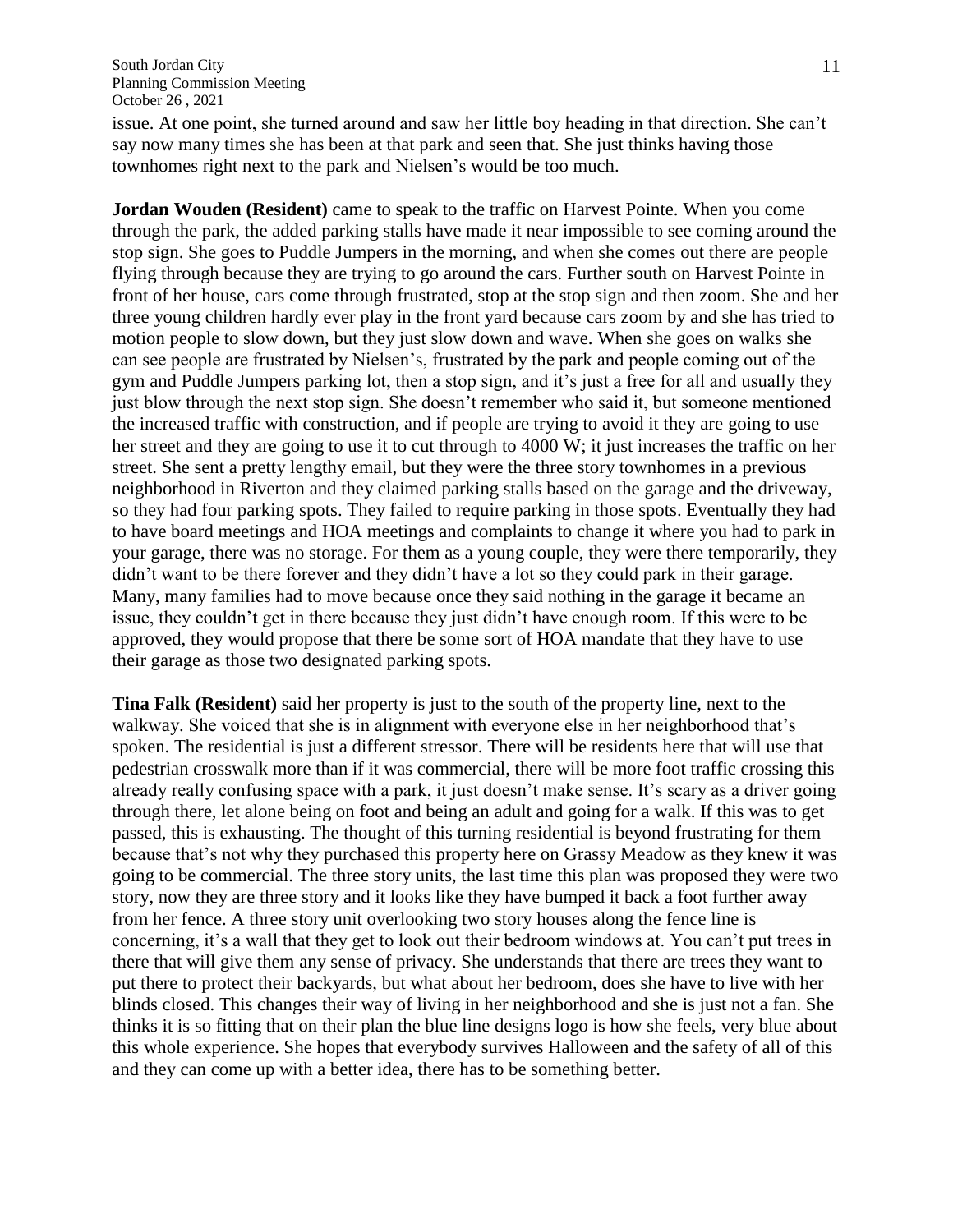issue. At one point, she turned around and saw her little boy heading in that direction. She can't say now many times she has been at that park and seen that. She just thinks having those townhomes right next to the park and Nielsen's would be too much.

**Jordan Wouden (Resident)** came to speak to the traffic on Harvest Pointe. When you come through the park, the added parking stalls have made it near impossible to see coming around the stop sign. She goes to Puddle Jumpers in the morning, and when she comes out there are people flying through because they are trying to go around the cars. Further south on Harvest Pointe in front of her house, cars come through frustrated, stop at the stop sign and then zoom. She and her three young children hardly ever play in the front yard because cars zoom by and she has tried to motion people to slow down, but they just slow down and wave. When she goes on walks she can see people are frustrated by Nielsen's, frustrated by the park and people coming out of the gym and Puddle Jumpers parking lot, then a stop sign, and it's just a free for all and usually they just blow through the next stop sign. She doesn't remember who said it, but someone mentioned the increased traffic with construction, and if people are trying to avoid it they are going to use her street and they are going to use it to cut through to 4000 W; it just increases the traffic on her street. She sent a pretty lengthy email, but they were the three story townhomes in a previous neighborhood in Riverton and they claimed parking stalls based on the garage and the driveway, so they had four parking spots. They failed to require parking in those spots. Eventually they had to have board meetings and HOA meetings and complaints to change it where you had to park in your garage, there was no storage. For them as a young couple, they were there temporarily, they didn't want to be there forever and they didn't have a lot so they could park in their garage. Many, many families had to move because once they said nothing in the garage it became an issue, they couldn't get in there because they just didn't have enough room. If this were to be approved, they would propose that there be some sort of HOA mandate that they have to use their garage as those two designated parking spots.

**Tina Falk (Resident)** said her property is just to the south of the property line, next to the walkway. She voiced that she is in alignment with everyone else in her neighborhood that's spoken. The residential is just a different stressor. There will be residents here that will use that pedestrian crosswalk more than if it was commercial, there will be more foot traffic crossing this already really confusing space with a park, it just doesn't make sense. It's scary as a driver going through there, let alone being on foot and being an adult and going for a walk. If this was to get passed, this is exhausting. The thought of this turning residential is beyond frustrating for them because that's not why they purchased this property here on Grassy Meadow as they knew it was going to be commercial. The three story units, the last time this plan was proposed they were two story, now they are three story and it looks like they have bumped it back a foot further away from her fence. A three story unit overlooking two story houses along the fence line is concerning, it's a wall that they get to look out their bedroom windows at. You can't put trees in there that will give them any sense of privacy. She understands that there are trees they want to put there to protect their backyards, but what about her bedroom, does she have to live with her blinds closed. This changes their way of living in her neighborhood and she is just not a fan. She thinks it is so fitting that on their plan the blue line designs logo is how she feels, very blue about this whole experience. She hopes that everybody survives Halloween and the safety of all of this and they can come up with a better idea, there has to be something better.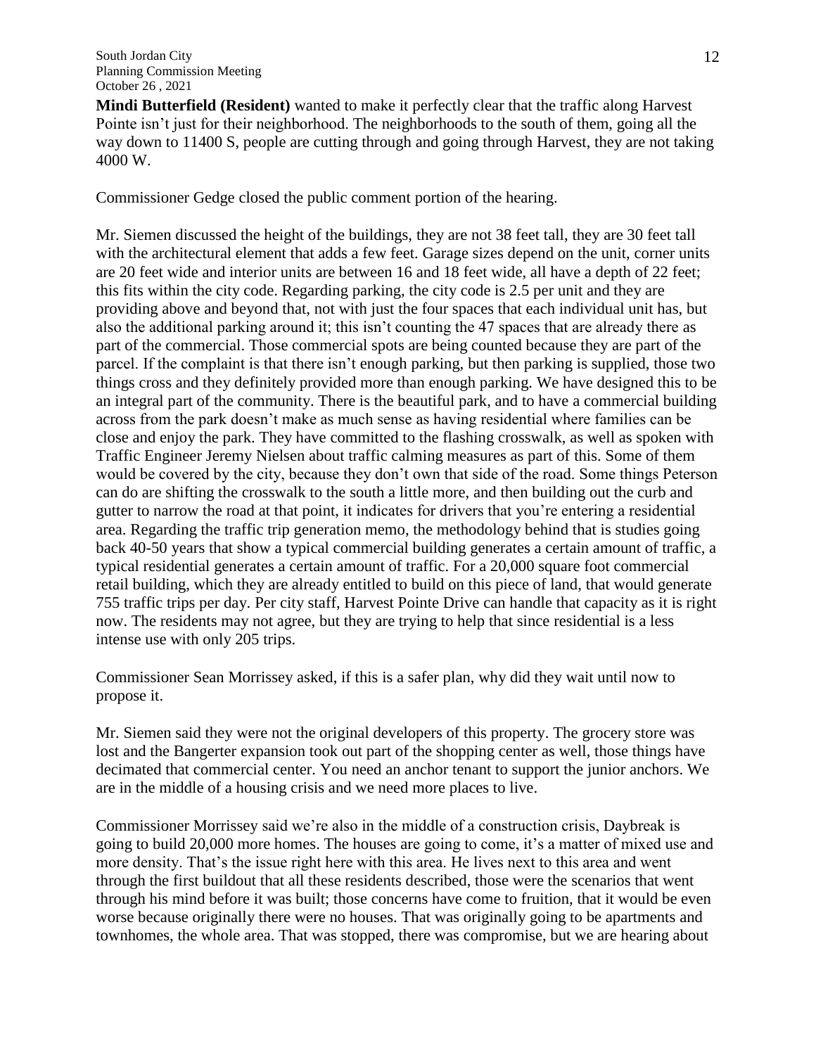**Mindi Butterfield (Resident)** wanted to make it perfectly clear that the traffic along Harvest Pointe isn't just for their neighborhood. The neighborhoods to the south of them, going all the way down to 11400 S, people are cutting through and going through Harvest, they are not taking 4000 W.

Commissioner Gedge closed the public comment portion of the hearing.

Mr. Siemen discussed the height of the buildings, they are not 38 feet tall, they are 30 feet tall with the architectural element that adds a few feet. Garage sizes depend on the unit, corner units are 20 feet wide and interior units are between 16 and 18 feet wide, all have a depth of 22 feet; this fits within the city code. Regarding parking, the city code is 2.5 per unit and they are providing above and beyond that, not with just the four spaces that each individual unit has, but also the additional parking around it; this isn't counting the 47 spaces that are already there as part of the commercial. Those commercial spots are being counted because they are part of the parcel. If the complaint is that there isn't enough parking, but then parking is supplied, those two things cross and they definitely provided more than enough parking. We have designed this to be an integral part of the community. There is the beautiful park, and to have a commercial building across from the park doesn't make as much sense as having residential where families can be close and enjoy the park. They have committed to the flashing crosswalk, as well as spoken with Traffic Engineer Jeremy Nielsen about traffic calming measures as part of this. Some of them would be covered by the city, because they don't own that side of the road. Some things Peterson can do are shifting the crosswalk to the south a little more, and then building out the curb and gutter to narrow the road at that point, it indicates for drivers that you're entering a residential area. Regarding the traffic trip generation memo, the methodology behind that is studies going back 40-50 years that show a typical commercial building generates a certain amount of traffic, a typical residential generates a certain amount of traffic. For a 20,000 square foot commercial retail building, which they are already entitled to build on this piece of land, that would generate 755 traffic trips per day. Per city staff, Harvest Pointe Drive can handle that capacity as it is right now. The residents may not agree, but they are trying to help that since residential is a less intense use with only 205 trips.

Commissioner Sean Morrissey asked, if this is a safer plan, why did they wait until now to propose it.

Mr. Siemen said they were not the original developers of this property. The grocery store was lost and the Bangerter expansion took out part of the shopping center as well, those things have decimated that commercial center. You need an anchor tenant to support the junior anchors. We are in the middle of a housing crisis and we need more places to live.

Commissioner Morrissey said we're also in the middle of a construction crisis, Daybreak is going to build 20,000 more homes. The houses are going to come, it's a matter of mixed use and more density. That's the issue right here with this area. He lives next to this area and went through the first buildout that all these residents described, those were the scenarios that went through his mind before it was built; those concerns have come to fruition, that it would be even worse because originally there were no houses. That was originally going to be apartments and townhomes, the whole area. That was stopped, there was compromise, but we are hearing about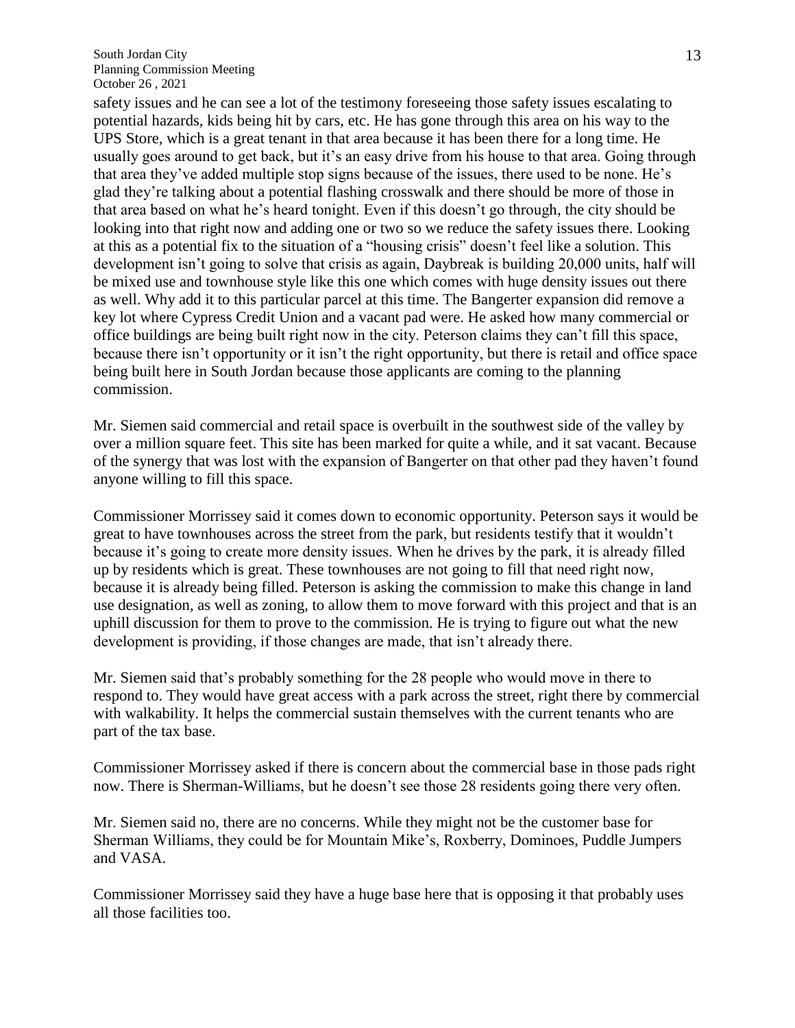safety issues and he can see a lot of the testimony foreseeing those safety issues escalating to potential hazards, kids being hit by cars, etc. He has gone through this area on his way to the UPS Store, which is a great tenant in that area because it has been there for a long time. He usually goes around to get back, but it's an easy drive from his house to that area. Going through that area they've added multiple stop signs because of the issues, there used to be none. He's glad they're talking about a potential flashing crosswalk and there should be more of those in that area based on what he's heard tonight. Even if this doesn't go through, the city should be looking into that right now and adding one or two so we reduce the safety issues there. Looking at this as a potential fix to the situation of a "housing crisis" doesn't feel like a solution. This development isn't going to solve that crisis as again, Daybreak is building 20,000 units, half will be mixed use and townhouse style like this one which comes with huge density issues out there as well. Why add it to this particular parcel at this time. The Bangerter expansion did remove a key lot where Cypress Credit Union and a vacant pad were. He asked how many commercial or office buildings are being built right now in the city. Peterson claims they can't fill this space, because there isn't opportunity or it isn't the right opportunity, but there is retail and office space being built here in South Jordan because those applicants are coming to the planning commission.

Mr. Siemen said commercial and retail space is overbuilt in the southwest side of the valley by over a million square feet. This site has been marked for quite a while, and it sat vacant. Because of the synergy that was lost with the expansion of Bangerter on that other pad they haven't found anyone willing to fill this space.

Commissioner Morrissey said it comes down to economic opportunity. Peterson says it would be great to have townhouses across the street from the park, but residents testify that it wouldn't because it's going to create more density issues. When he drives by the park, it is already filled up by residents which is great. These townhouses are not going to fill that need right now, because it is already being filled. Peterson is asking the commission to make this change in land use designation, as well as zoning, to allow them to move forward with this project and that is an uphill discussion for them to prove to the commission. He is trying to figure out what the new development is providing, if those changes are made, that isn't already there.

Mr. Siemen said that's probably something for the 28 people who would move in there to respond to. They would have great access with a park across the street, right there by commercial with walkability. It helps the commercial sustain themselves with the current tenants who are part of the tax base.

Commissioner Morrissey asked if there is concern about the commercial base in those pads right now. There is Sherman-Williams, but he doesn't see those 28 residents going there very often.

Mr. Siemen said no, there are no concerns. While they might not be the customer base for Sherman Williams, they could be for Mountain Mike's, Roxberry, Dominoes, Puddle Jumpers and VASA.

Commissioner Morrissey said they have a huge base here that is opposing it that probably uses all those facilities too.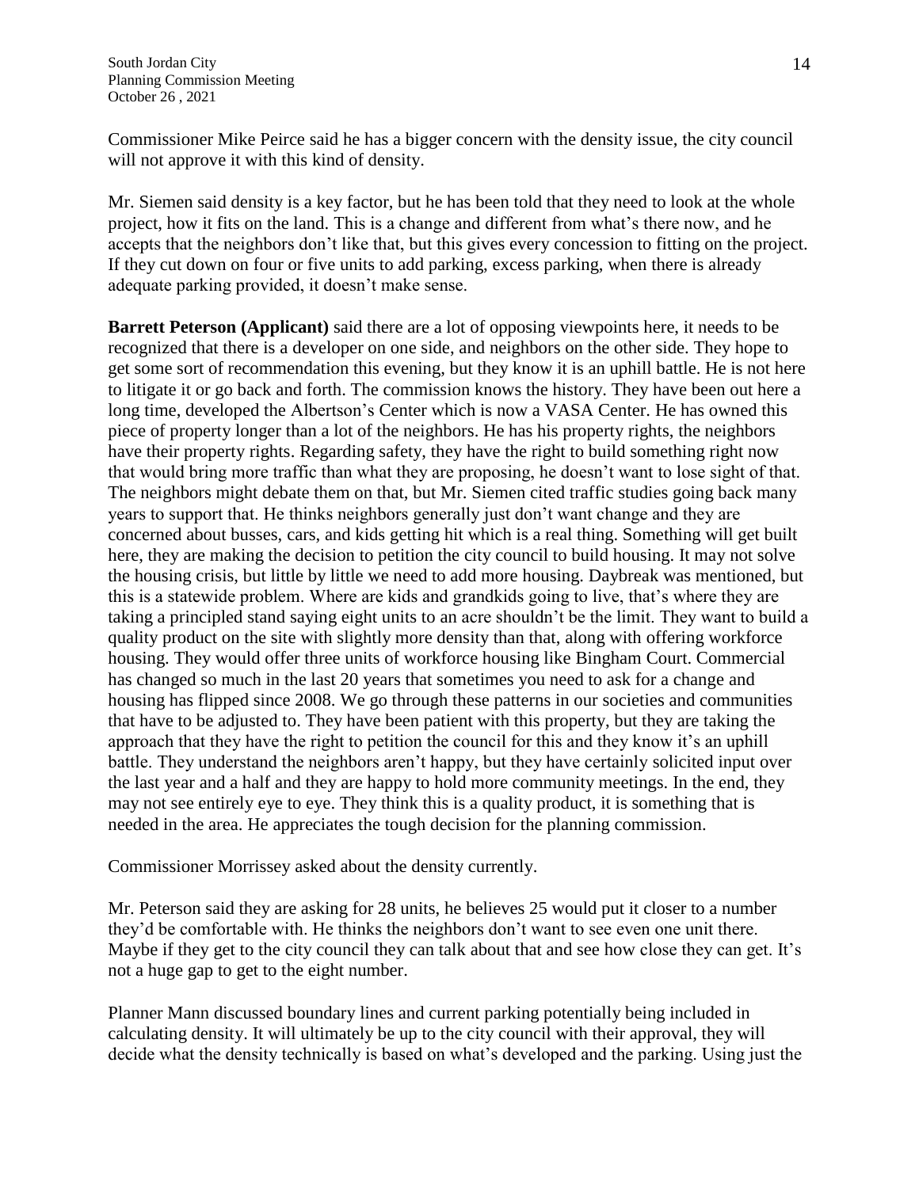Commissioner Mike Peirce said he has a bigger concern with the density issue, the city council will not approve it with this kind of density.

Mr. Siemen said density is a key factor, but he has been told that they need to look at the whole project, how it fits on the land. This is a change and different from what's there now, and he accepts that the neighbors don't like that, but this gives every concession to fitting on the project. If they cut down on four or five units to add parking, excess parking, when there is already adequate parking provided, it doesn't make sense.

**Barrett Peterson (Applicant)** said there are a lot of opposing viewpoints here, it needs to be recognized that there is a developer on one side, and neighbors on the other side. They hope to get some sort of recommendation this evening, but they know it is an uphill battle. He is not here to litigate it or go back and forth. The commission knows the history. They have been out here a long time, developed the Albertson's Center which is now a VASA Center. He has owned this piece of property longer than a lot of the neighbors. He has his property rights, the neighbors have their property rights. Regarding safety, they have the right to build something right now that would bring more traffic than what they are proposing, he doesn't want to lose sight of that. The neighbors might debate them on that, but Mr. Siemen cited traffic studies going back many years to support that. He thinks neighbors generally just don't want change and they are concerned about busses, cars, and kids getting hit which is a real thing. Something will get built here, they are making the decision to petition the city council to build housing. It may not solve the housing crisis, but little by little we need to add more housing. Daybreak was mentioned, but this is a statewide problem. Where are kids and grandkids going to live, that's where they are taking a principled stand saying eight units to an acre shouldn't be the limit. They want to build a quality product on the site with slightly more density than that, along with offering workforce housing. They would offer three units of workforce housing like Bingham Court. Commercial has changed so much in the last 20 years that sometimes you need to ask for a change and housing has flipped since 2008. We go through these patterns in our societies and communities that have to be adjusted to. They have been patient with this property, but they are taking the approach that they have the right to petition the council for this and they know it's an uphill battle. They understand the neighbors aren't happy, but they have certainly solicited input over the last year and a half and they are happy to hold more community meetings. In the end, they may not see entirely eye to eye. They think this is a quality product, it is something that is needed in the area. He appreciates the tough decision for the planning commission.

Commissioner Morrissey asked about the density currently.

Mr. Peterson said they are asking for 28 units, he believes 25 would put it closer to a number they'd be comfortable with. He thinks the neighbors don't want to see even one unit there. Maybe if they get to the city council they can talk about that and see how close they can get. It's not a huge gap to get to the eight number.

Planner Mann discussed boundary lines and current parking potentially being included in calculating density. It will ultimately be up to the city council with their approval, they will decide what the density technically is based on what's developed and the parking. Using just the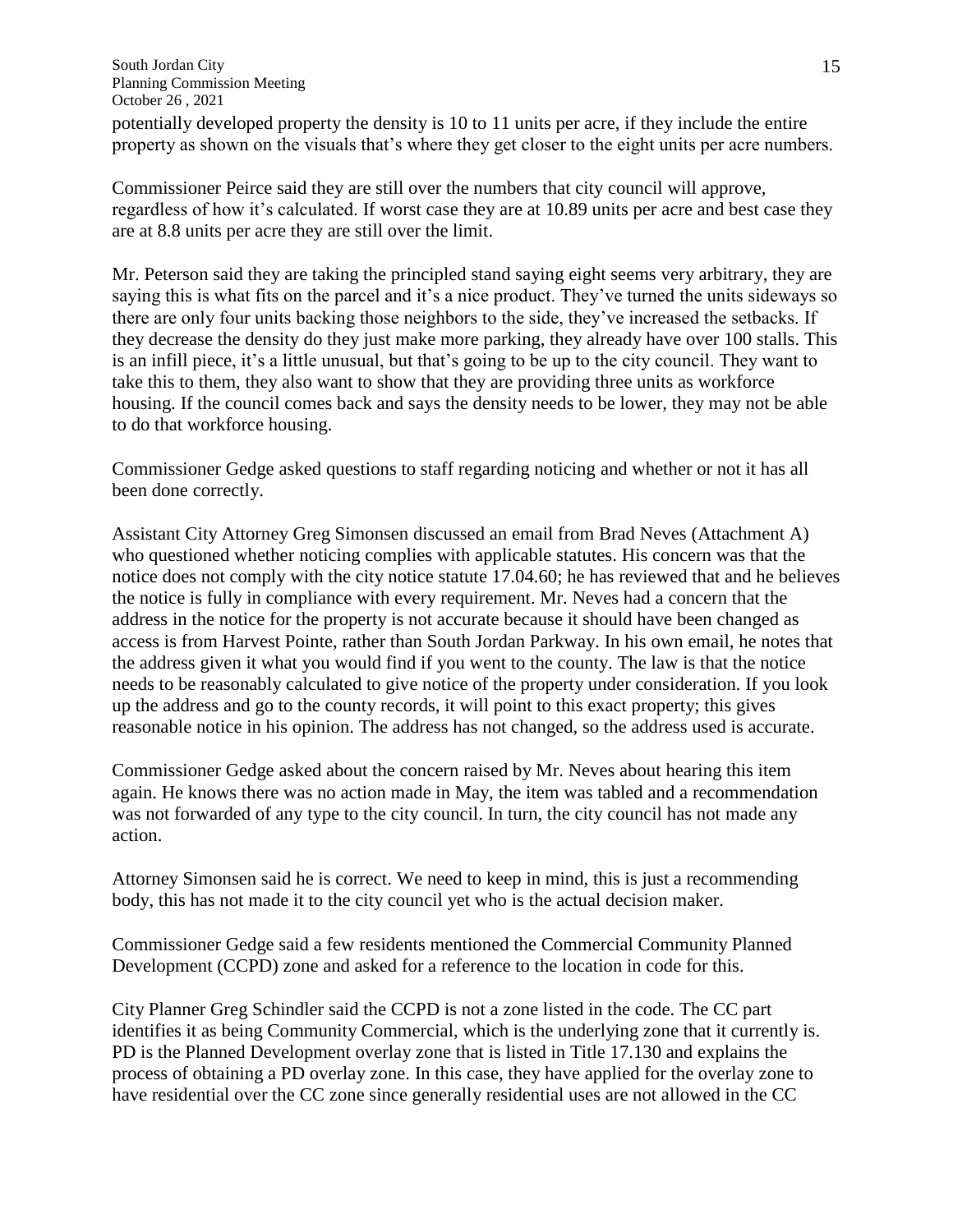potentially developed property the density is 10 to 11 units per acre, if they include the entire property as shown on the visuals that's where they get closer to the eight units per acre numbers.

Commissioner Peirce said they are still over the numbers that city council will approve, regardless of how it's calculated. If worst case they are at 10.89 units per acre and best case they are at 8.8 units per acre they are still over the limit.

Mr. Peterson said they are taking the principled stand saying eight seems very arbitrary, they are saying this is what fits on the parcel and it's a nice product. They've turned the units sideways so there are only four units backing those neighbors to the side, they've increased the setbacks. If they decrease the density do they just make more parking, they already have over 100 stalls. This is an infill piece, it's a little unusual, but that's going to be up to the city council. They want to take this to them, they also want to show that they are providing three units as workforce housing. If the council comes back and says the density needs to be lower, they may not be able to do that workforce housing.

Commissioner Gedge asked questions to staff regarding noticing and whether or not it has all been done correctly.

Assistant City Attorney Greg Simonsen discussed an email from Brad Neves (Attachment A) who questioned whether noticing complies with applicable statutes. His concern was that the notice does not comply with the city notice statute 17.04.60; he has reviewed that and he believes the notice is fully in compliance with every requirement. Mr. Neves had a concern that the address in the notice for the property is not accurate because it should have been changed as access is from Harvest Pointe, rather than South Jordan Parkway. In his own email, he notes that the address given it what you would find if you went to the county. The law is that the notice needs to be reasonably calculated to give notice of the property under consideration. If you look up the address and go to the county records, it will point to this exact property; this gives reasonable notice in his opinion. The address has not changed, so the address used is accurate.

Commissioner Gedge asked about the concern raised by Mr. Neves about hearing this item again. He knows there was no action made in May, the item was tabled and a recommendation was not forwarded of any type to the city council. In turn, the city council has not made any action.

Attorney Simonsen said he is correct. We need to keep in mind, this is just a recommending body, this has not made it to the city council yet who is the actual decision maker.

Commissioner Gedge said a few residents mentioned the Commercial Community Planned Development (CCPD) zone and asked for a reference to the location in code for this.

City Planner Greg Schindler said the CCPD is not a zone listed in the code. The CC part identifies it as being Community Commercial, which is the underlying zone that it currently is. PD is the Planned Development overlay zone that is listed in Title 17.130 and explains the process of obtaining a PD overlay zone. In this case, they have applied for the overlay zone to have residential over the CC zone since generally residential uses are not allowed in the CC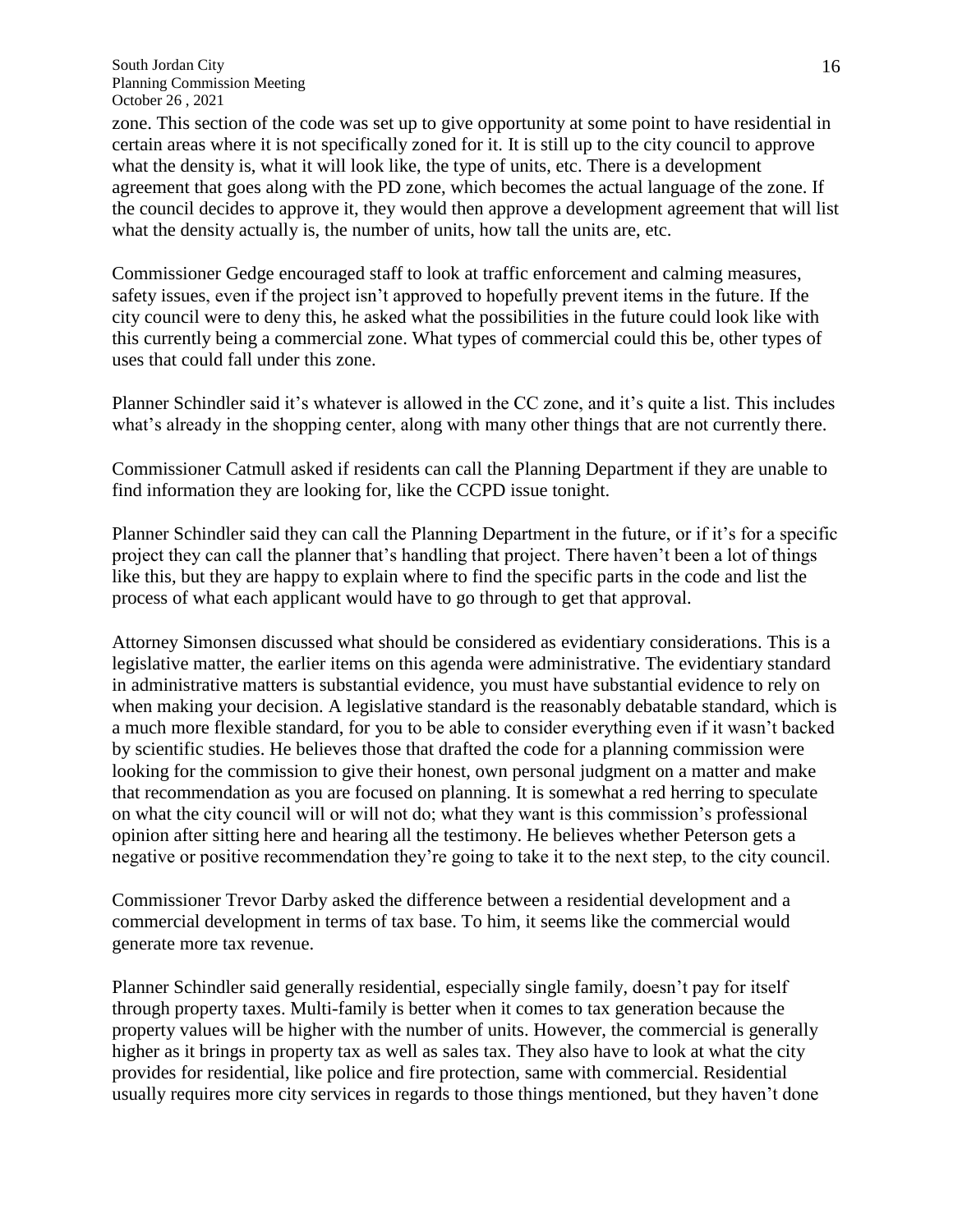zone. This section of the code was set up to give opportunity at some point to have residential in certain areas where it is not specifically zoned for it. It is still up to the city council to approve what the density is, what it will look like, the type of units, etc. There is a development agreement that goes along with the PD zone, which becomes the actual language of the zone. If the council decides to approve it, they would then approve a development agreement that will list what the density actually is, the number of units, how tall the units are, etc.

Commissioner Gedge encouraged staff to look at traffic enforcement and calming measures, safety issues, even if the project isn't approved to hopefully prevent items in the future. If the city council were to deny this, he asked what the possibilities in the future could look like with this currently being a commercial zone. What types of commercial could this be, other types of uses that could fall under this zone.

Planner Schindler said it's whatever is allowed in the CC zone, and it's quite a list. This includes what's already in the shopping center, along with many other things that are not currently there.

Commissioner Catmull asked if residents can call the Planning Department if they are unable to find information they are looking for, like the CCPD issue tonight.

Planner Schindler said they can call the Planning Department in the future, or if it's for a specific project they can call the planner that's handling that project. There haven't been a lot of things like this, but they are happy to explain where to find the specific parts in the code and list the process of what each applicant would have to go through to get that approval.

Attorney Simonsen discussed what should be considered as evidentiary considerations. This is a legislative matter, the earlier items on this agenda were administrative. The evidentiary standard in administrative matters is substantial evidence, you must have substantial evidence to rely on when making your decision. A legislative standard is the reasonably debatable standard, which is a much more flexible standard, for you to be able to consider everything even if it wasn't backed by scientific studies. He believes those that drafted the code for a planning commission were looking for the commission to give their honest, own personal judgment on a matter and make that recommendation as you are focused on planning. It is somewhat a red herring to speculate on what the city council will or will not do; what they want is this commission's professional opinion after sitting here and hearing all the testimony. He believes whether Peterson gets a negative or positive recommendation they're going to take it to the next step, to the city council.

Commissioner Trevor Darby asked the difference between a residential development and a commercial development in terms of tax base. To him, it seems like the commercial would generate more tax revenue.

Planner Schindler said generally residential, especially single family, doesn't pay for itself through property taxes. Multi-family is better when it comes to tax generation because the property values will be higher with the number of units. However, the commercial is generally higher as it brings in property tax as well as sales tax. They also have to look at what the city provides for residential, like police and fire protection, same with commercial. Residential usually requires more city services in regards to those things mentioned, but they haven't done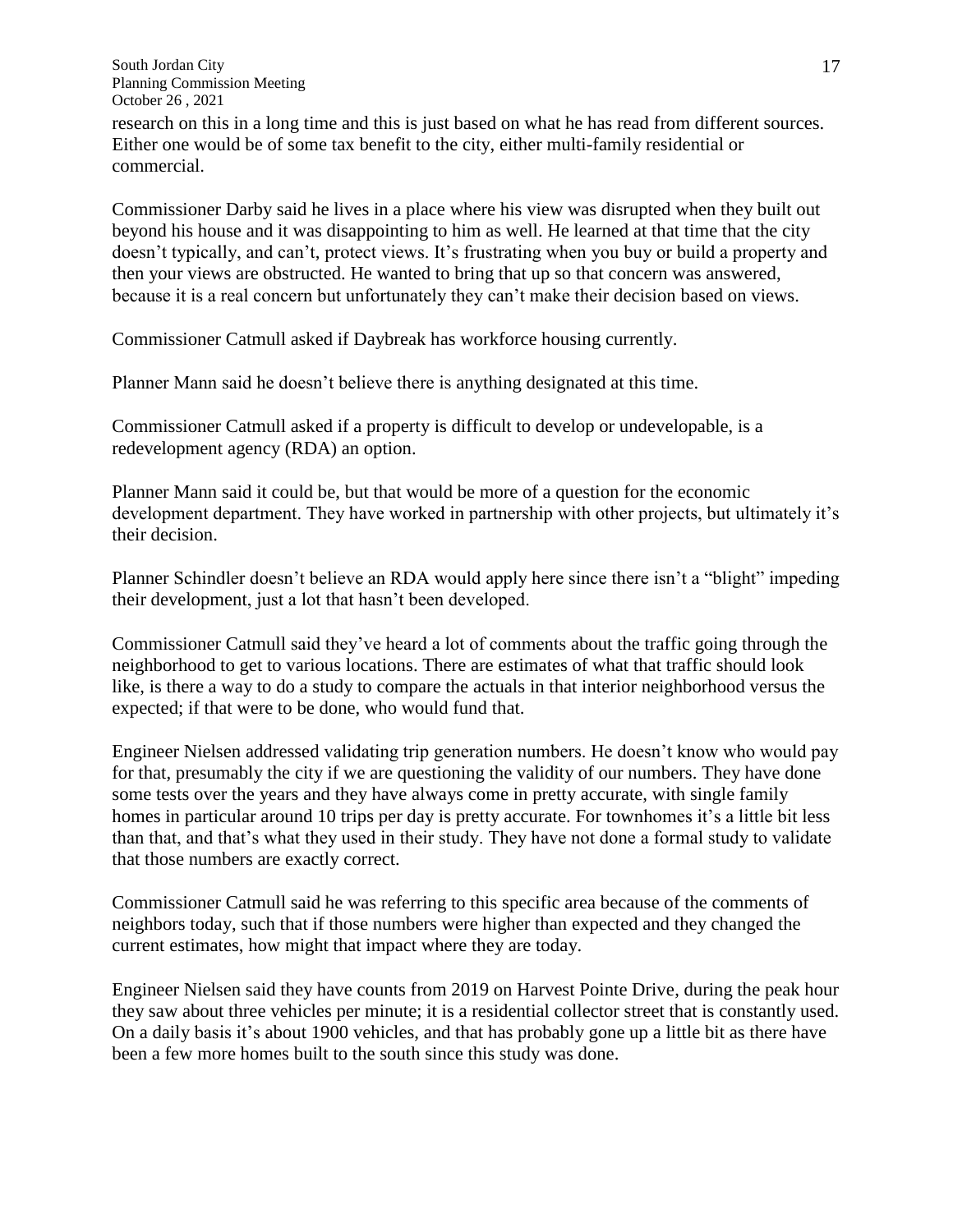research on this in a long time and this is just based on what he has read from different sources. Either one would be of some tax benefit to the city, either multi-family residential or commercial.

Commissioner Darby said he lives in a place where his view was disrupted when they built out beyond his house and it was disappointing to him as well. He learned at that time that the city doesn't typically, and can't, protect views. It's frustrating when you buy or build a property and then your views are obstructed. He wanted to bring that up so that concern was answered, because it is a real concern but unfortunately they can't make their decision based on views.

Commissioner Catmull asked if Daybreak has workforce housing currently.

Planner Mann said he doesn't believe there is anything designated at this time.

Commissioner Catmull asked if a property is difficult to develop or undevelopable, is a redevelopment agency (RDA) an option.

Planner Mann said it could be, but that would be more of a question for the economic development department. They have worked in partnership with other projects, but ultimately it's their decision.

Planner Schindler doesn't believe an RDA would apply here since there isn't a "blight" impeding their development, just a lot that hasn't been developed.

Commissioner Catmull said they've heard a lot of comments about the traffic going through the neighborhood to get to various locations. There are estimates of what that traffic should look like, is there a way to do a study to compare the actuals in that interior neighborhood versus the expected; if that were to be done, who would fund that.

Engineer Nielsen addressed validating trip generation numbers. He doesn't know who would pay for that, presumably the city if we are questioning the validity of our numbers. They have done some tests over the years and they have always come in pretty accurate, with single family homes in particular around 10 trips per day is pretty accurate. For townhomes it's a little bit less than that, and that's what they used in their study. They have not done a formal study to validate that those numbers are exactly correct.

Commissioner Catmull said he was referring to this specific area because of the comments of neighbors today, such that if those numbers were higher than expected and they changed the current estimates, how might that impact where they are today.

Engineer Nielsen said they have counts from 2019 on Harvest Pointe Drive, during the peak hour they saw about three vehicles per minute; it is a residential collector street that is constantly used. On a daily basis it's about 1900 vehicles, and that has probably gone up a little bit as there have been a few more homes built to the south since this study was done.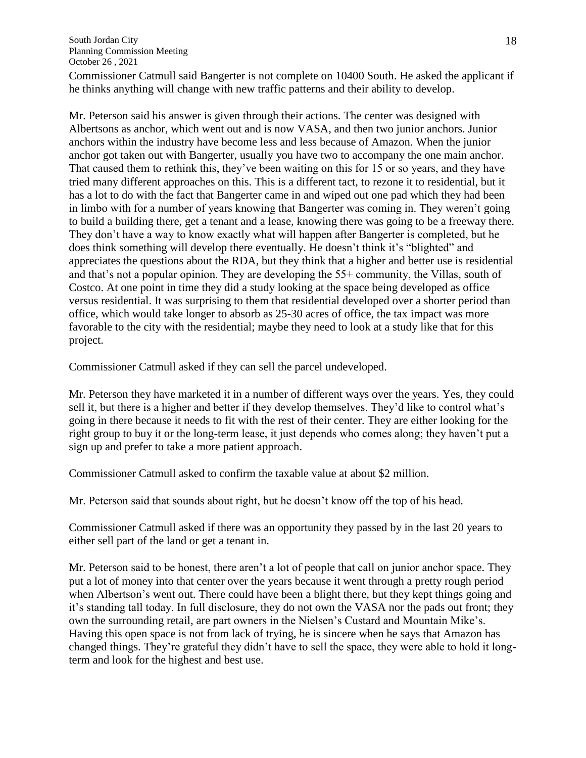Commissioner Catmull said Bangerter is not complete on 10400 South. He asked the applicant if he thinks anything will change with new traffic patterns and their ability to develop.

Mr. Peterson said his answer is given through their actions. The center was designed with Albertsons as anchor, which went out and is now VASA, and then two junior anchors. Junior anchors within the industry have become less and less because of Amazon. When the junior anchor got taken out with Bangerter, usually you have two to accompany the one main anchor. That caused them to rethink this, they've been waiting on this for 15 or so years, and they have tried many different approaches on this. This is a different tact, to rezone it to residential, but it has a lot to do with the fact that Bangerter came in and wiped out one pad which they had been in limbo with for a number of years knowing that Bangerter was coming in. They weren't going to build a building there, get a tenant and a lease, knowing there was going to be a freeway there. They don't have a way to know exactly what will happen after Bangerter is completed, but he does think something will develop there eventually. He doesn't think it's "blighted" and appreciates the questions about the RDA, but they think that a higher and better use is residential and that's not a popular opinion. They are developing the 55+ community, the Villas, south of Costco. At one point in time they did a study looking at the space being developed as office versus residential. It was surprising to them that residential developed over a shorter period than office, which would take longer to absorb as 25-30 acres of office, the tax impact was more favorable to the city with the residential; maybe they need to look at a study like that for this project.

Commissioner Catmull asked if they can sell the parcel undeveloped.

Mr. Peterson they have marketed it in a number of different ways over the years. Yes, they could sell it, but there is a higher and better if they develop themselves. They'd like to control what's going in there because it needs to fit with the rest of their center. They are either looking for the right group to buy it or the long-term lease, it just depends who comes along; they haven't put a sign up and prefer to take a more patient approach.

Commissioner Catmull asked to confirm the taxable value at about $2 million.

Mr. Peterson said that sounds about right, but he doesn't know off the top of his head.

Commissioner Catmull asked if there was an opportunity they passed by in the last 20 years to either sell part of the land or get a tenant in.

Mr. Peterson said to be honest, there aren't a lot of people that call on junior anchor space. They put a lot of money into that center over the years because it went through a pretty rough period when Albertson's went out. There could have been a blight there, but they kept things going and it's standing tall today. In full disclosure, they do not own the VASA nor the pads out front; they own the surrounding retail, are part owners in the Nielsen's Custard and Mountain Mike's. Having this open space is not from lack of trying, he is sincere when he says that Amazon has changed things. They're grateful they didn't have to sell the space, they were able to hold it long-term and look for the highest and best use.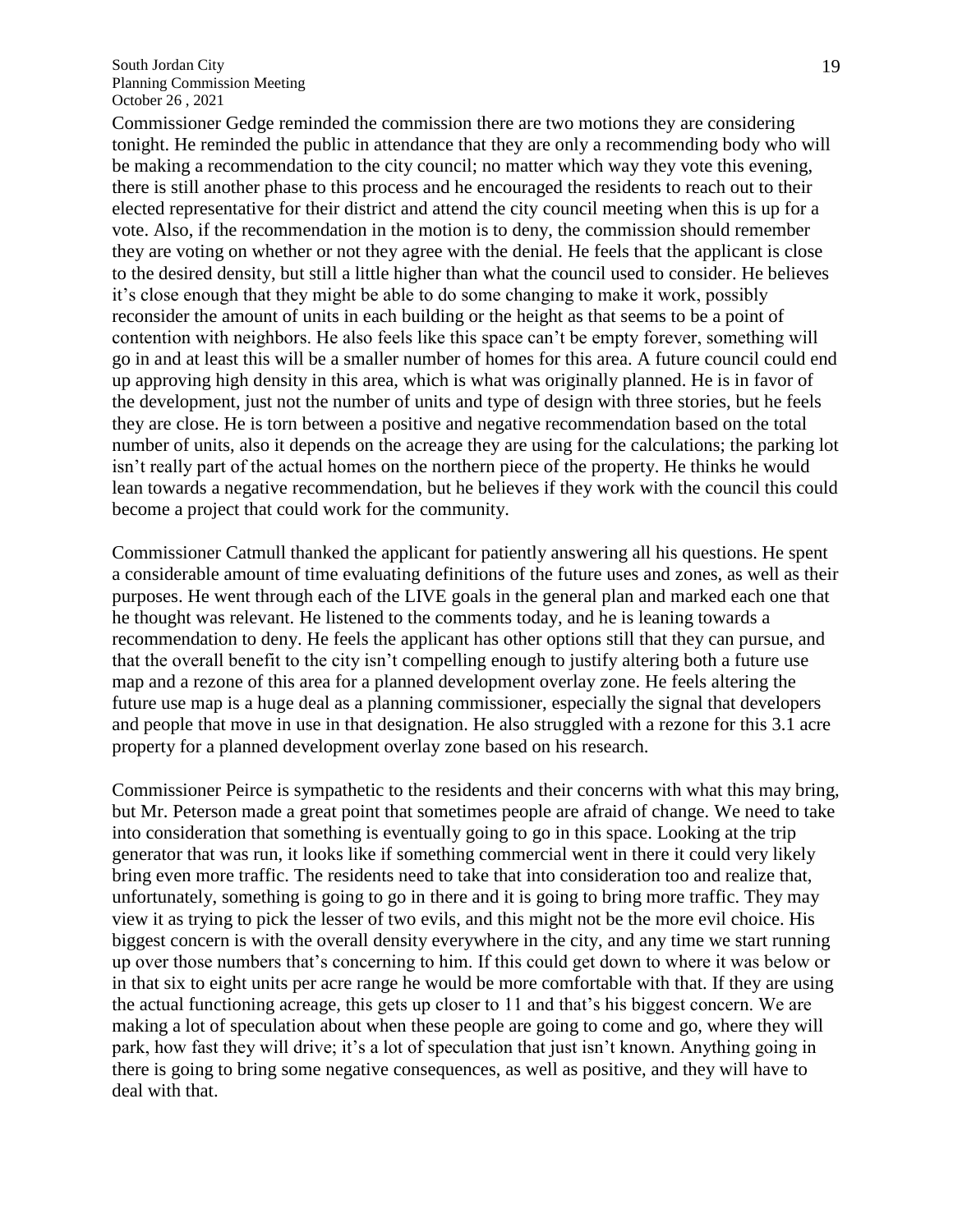Commissioner Gedge reminded the commission there are two motions they are considering tonight. He reminded the public in attendance that they are only a recommending body who will be making a recommendation to the city council; no matter which way they vote this evening, there is still another phase to this process and he encouraged the residents to reach out to their elected representative for their district and attend the city council meeting when this is up for a vote. Also, if the recommendation in the motion is to deny, the commission should remember they are voting on whether or not they agree with the denial. He feels that the applicant is close to the desired density, but still a little higher than what the council used to consider. He believes it's close enough that they might be able to do some changing to make it work, possibly reconsider the amount of units in each building or the height as that seems to be a point of contention with neighbors. He also feels like this space can't be empty forever, something will go in and at least this will be a smaller number of homes for this area. A future council could end up approving high density in this area, which is what was originally planned. He is in favor of the development, just not the number of units and type of design with three stories, but he feels they are close. He is torn between a positive and negative recommendation based on the total number of units, also it depends on the acreage they are using for the calculations; the parking lot isn't really part of the actual homes on the northern piece of the property. He thinks he would lean towards a negative recommendation, but he believes if they work with the council this could become a project that could work for the community.

Commissioner Catmull thanked the applicant for patiently answering all his questions. He spent a considerable amount of time evaluating definitions of the future uses and zones, as well as their purposes. He went through each of the LIVE goals in the general plan and marked each one that he thought was relevant. He listened to the comments today, and he is leaning towards a recommendation to deny. He feels the applicant has other options still that they can pursue, and that the overall benefit to the city isn't compelling enough to justify altering both a future use map and a rezone of this area for a planned development overlay zone. He feels altering the future use map is a huge deal as a planning commissioner, especially the signal that developers and people that move in use in that designation. He also struggled with a rezone for this 3.1 acre property for a planned development overlay zone based on his research.

Commissioner Peirce is sympathetic to the residents and their concerns with what this may bring, but Mr. Peterson made a great point that sometimes people are afraid of change. We need to take into consideration that something is eventually going to go in this space. Looking at the trip generator that was run, it looks like if something commercial went in there it could very likely bring even more traffic. The residents need to take that into consideration too and realize that, unfortunately, something is going to go in there and it is going to bring more traffic. They may view it as trying to pick the lesser of two evils, and this might not be the more evil choice. His biggest concern is with the overall density everywhere in the city, and any time we start running up over those numbers that's concerning to him. If this could get down to where it was below or in that six to eight units per acre range he would be more comfortable with that. If they are using the actual functioning acreage, this gets up closer to 11 and that's his biggest concern. We are making a lot of speculation about when these people are going to come and go, where they will park, how fast they will drive; it's a lot of speculation that just isn't known. Anything going in there is going to bring some negative consequences, as well as positive, and they will have to deal with that.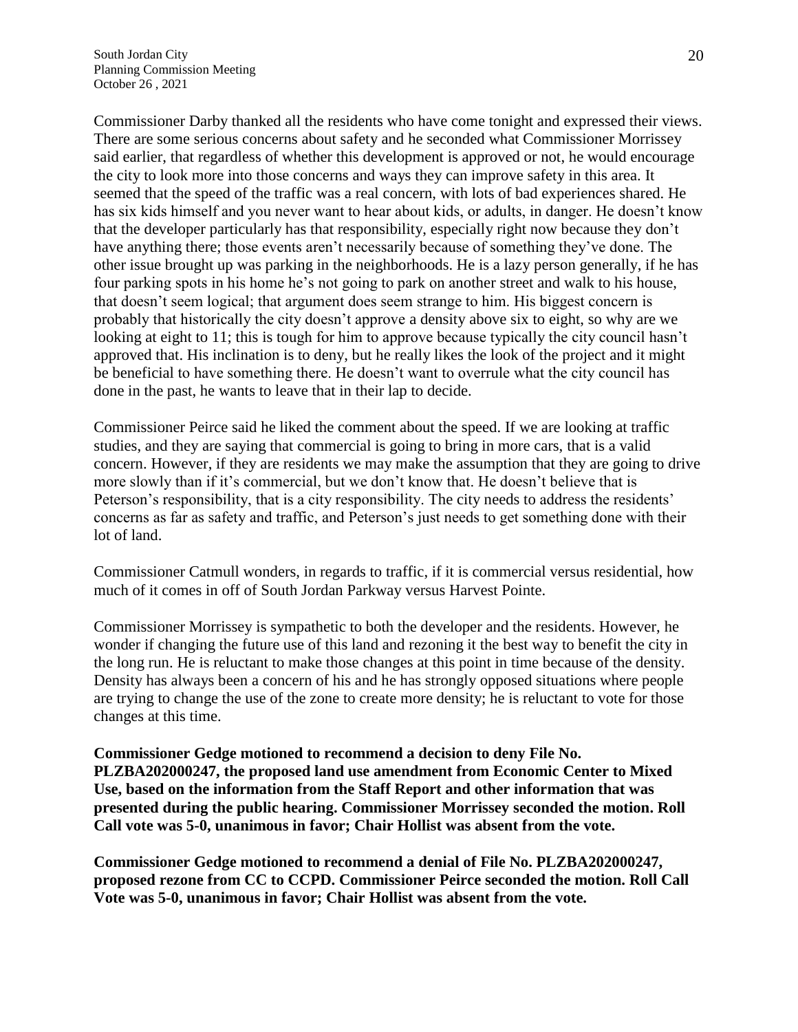Commissioner Darby thanked all the residents who have come tonight and expressed their views. There are some serious concerns about safety and he seconded what Commissioner Morrissey said earlier, that regardless of whether this development is approved or not, he would encourage the city to look more into those concerns and ways they can improve safety in this area. It seemed that the speed of the traffic was a real concern, with lots of bad experiences shared. He has six kids himself and you never want to hear about kids, or adults, in danger. He doesn't know that the developer particularly has that responsibility, especially right now because they don't have anything there; those events aren't necessarily because of something they've done. The other issue brought up was parking in the neighborhoods. He is a lazy person generally, if he has four parking spots in his home he's not going to park on another street and walk to his house, that doesn't seem logical; that argument does seem strange to him. His biggest concern is probably that historically the city doesn't approve a density above six to eight, so why are we looking at eight to 11; this is tough for him to approve because typically the city council hasn't approved that. His inclination is to deny, but he really likes the look of the project and it might be beneficial to have something there. He doesn't want to overrule what the city council has done in the past, he wants to leave that in their lap to decide.

Commissioner Peirce said he liked the comment about the speed. If we are looking at traffic studies, and they are saying that commercial is going to bring in more cars, that is a valid concern. However, if they are residents we may make the assumption that they are going to drive more slowly than if it's commercial, but we don't know that. He doesn't believe that is Peterson's responsibility, that is a city responsibility. The city needs to address the residents' concerns as far as safety and traffic, and Peterson's just needs to get something done with their lot of land.

Commissioner Catmull wonders, in regards to traffic, if it is commercial versus residential, how much of it comes in off of South Jordan Parkway versus Harvest Pointe.

Commissioner Morrissey is sympathetic to both the developer and the residents. However, he wonder if changing the future use of this land and rezoning it the best way to benefit the city in the long run. He is reluctant to make those changes at this point in time because of the density. Density has always been a concern of his and he has strongly opposed situations where people are trying to change the use of the zone to create more density; he is reluctant to vote for those changes at this time.

**Commissioner Gedge motioned to recommend a decision to deny File No. PLZBA202000247, the proposed land use amendment from Economic Center to Mixed Use, based on the information from the Staff Report and other information that was presented during the public hearing. Commissioner Morrissey seconded the motion. Roll Call vote was 5-0, unanimous in favor; Chair Hollist was absent from the vote.**

**Commissioner Gedge motioned to recommend a denial of File No. PLZBA202000247, proposed rezone from CC to CCPD. Commissioner Peirce seconded the motion. Roll Call Vote was 5-0, unanimous in favor; Chair Hollist was absent from the vote.**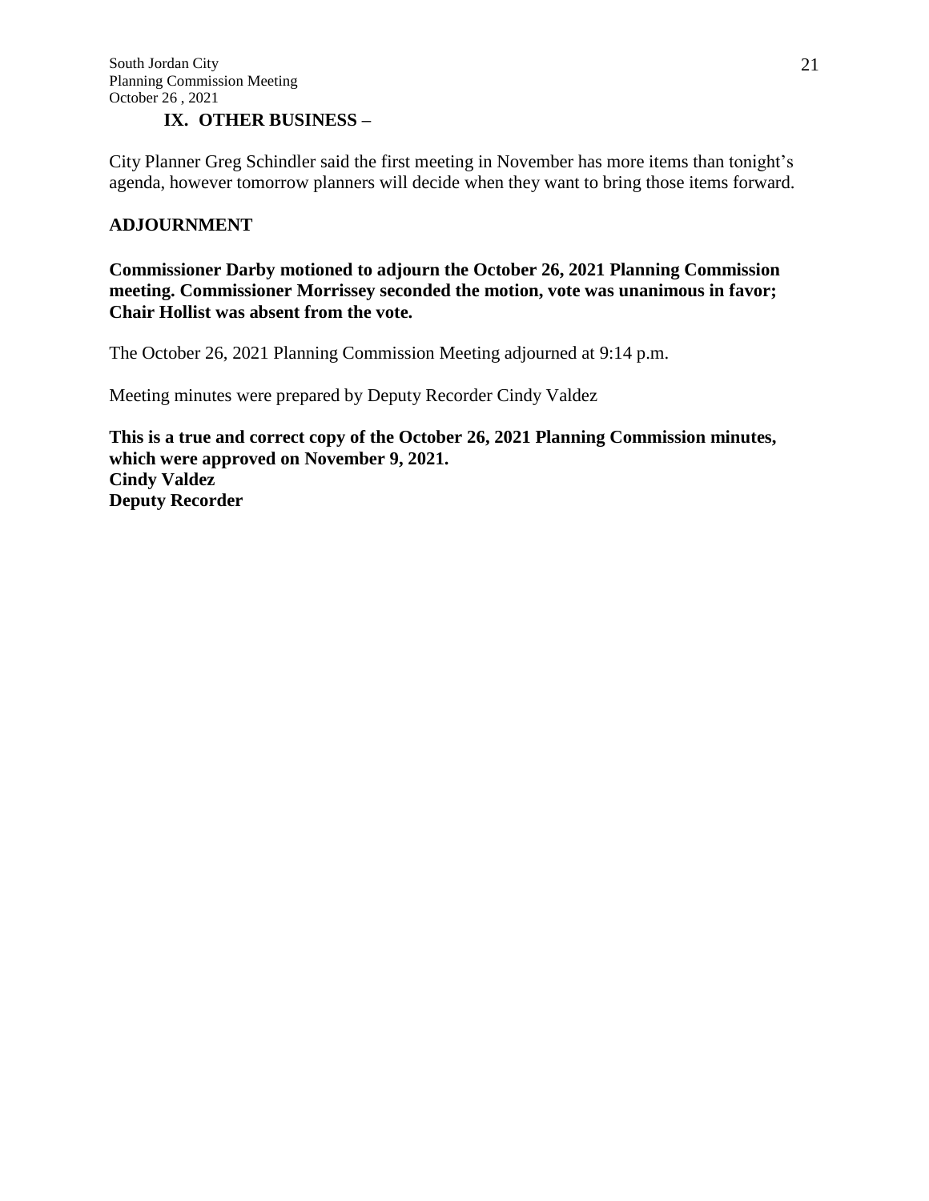## IX. OTHER BUSINESS –

City Planner Greg Schindler said the first meeting in November has more items than tonight's agenda, however tomorrow planners will decide when they want to bring those items forward.

## ADJOURNMENT

**Commissioner Darby motioned to adjourn the October 26, 2021 Planning Commission meeting. Commissioner Morrissey seconded the motion, vote was unanimous in favor; Chair Hollist was absent from the vote.**

The October 26, 2021 Planning Commission Meeting adjourned at 9:14 p.m.

Meeting minutes were prepared by Deputy Recorder Cindy Valdez

**This is a true and correct copy of the October 26, 2021 Planning Commission minutes, which were approved on November 9, 2021.**
**Cindy Valdez**
**Deputy Recorder**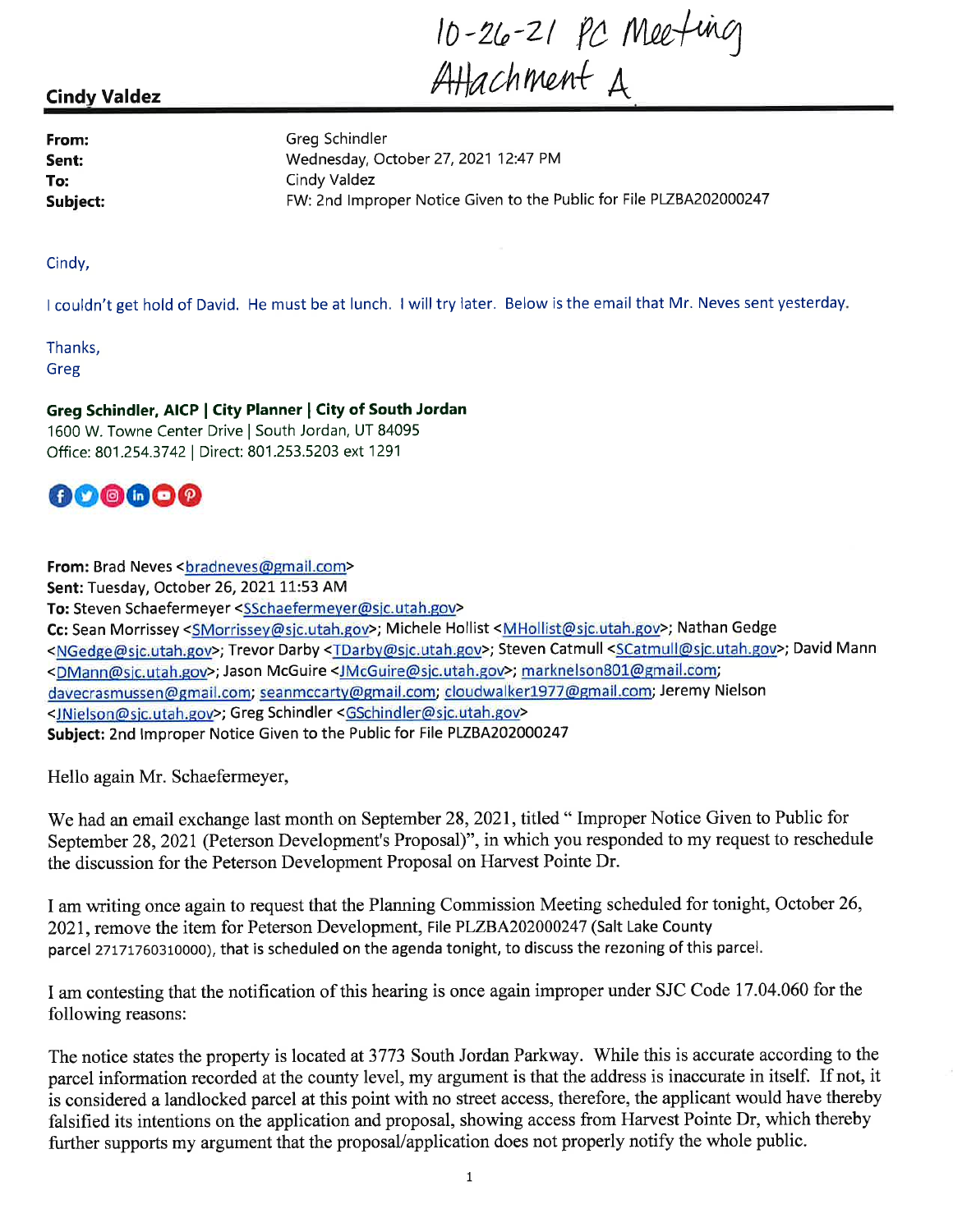10-26-21 PC Meeting
Attachment A

**Cindy Valdez**

**From:** Greg Schindler
**Sent:** Wednesday, October 27, 2021 12:47 PM
**To:** Cindy Valdez
**Subject:** FW: 2nd Improper Notice Given to the Public for File PLZBA202000247

Cindy,

I couldn't get hold of David. He must be at lunch. I will try later. Below is the email that Mr. Neves sent yesterday.

Thanks,
Greg

**Greg Schindler, AICP | City Planner | City of South Jordan**
1600 W. Towne Center Drive | South Jordan, UT 84095
Office: 801.254.3742 | Direct: 801.253.5203 ext 1291

**From:** Brad Neves <bradneves@gmail.com>
**Sent:** Tuesday, October 26, 2021 11:53 AM
**To:** Steven Schaefermeyer <SSchaefermeyer@sjc.utah.gov>
**Cc:** Sean Morrissey <SMorrissey@sjc.utah.gov>; Michele Hollist <MHollist@sjc.utah.gov>; Nathan Gedge <NGedge@sjc.utah.gov>; Trevor Darby <TDarby@sjc.utah.gov>; Steven Catmull <SCatmull@sjc.utah.gov>; David Mann <DMann@sjc.utah.gov>; Jason McGuire <JMcGuire@sjc.utah.gov>; marknelson801@gmail.com; davecrasmussen@gmail.com; seanmccarty@gmail.com; cloudwalker1977@gmail.com; Jeremy Nielson <JNielson@sjc.utah.gov>; Greg Schindler <GSchindler@sjc.utah.gov>
**Subject:** 2nd Improper Notice Given to the Public for File PLZBA202000247

Hello again Mr. Schaefermeyer,

We had an email exchange last month on September 28, 2021, titled " Improper Notice Given to Public for September 28, 2021 (Peterson Development's Proposal)", in which you responded to my request to reschedule the discussion for the Peterson Development Proposal on Harvest Pointe Dr.

I am writing once again to request that the Planning Commission Meeting scheduled for tonight, October 26, 2021, remove the item for Peterson Development, File PLZBA202000247 (Salt Lake County parcel 27171760310000), that is scheduled on the agenda tonight, to discuss the rezoning of this parcel.

I am contesting that the notification of this hearing is once again improper under SJC Code 17.04.060 for the following reasons:

The notice states the property is located at 3773 South Jordan Parkway. While this is accurate according to the parcel information recorded at the county level, my argument is that the address is inaccurate in itself. If not, it is considered a landlocked parcel at this point with no street access, therefore, the applicant would have thereby falsified its intentions on the application and proposal, showing access from Harvest Pointe Dr, which thereby further supports my argument that the proposal/application does not properly notify the whole public.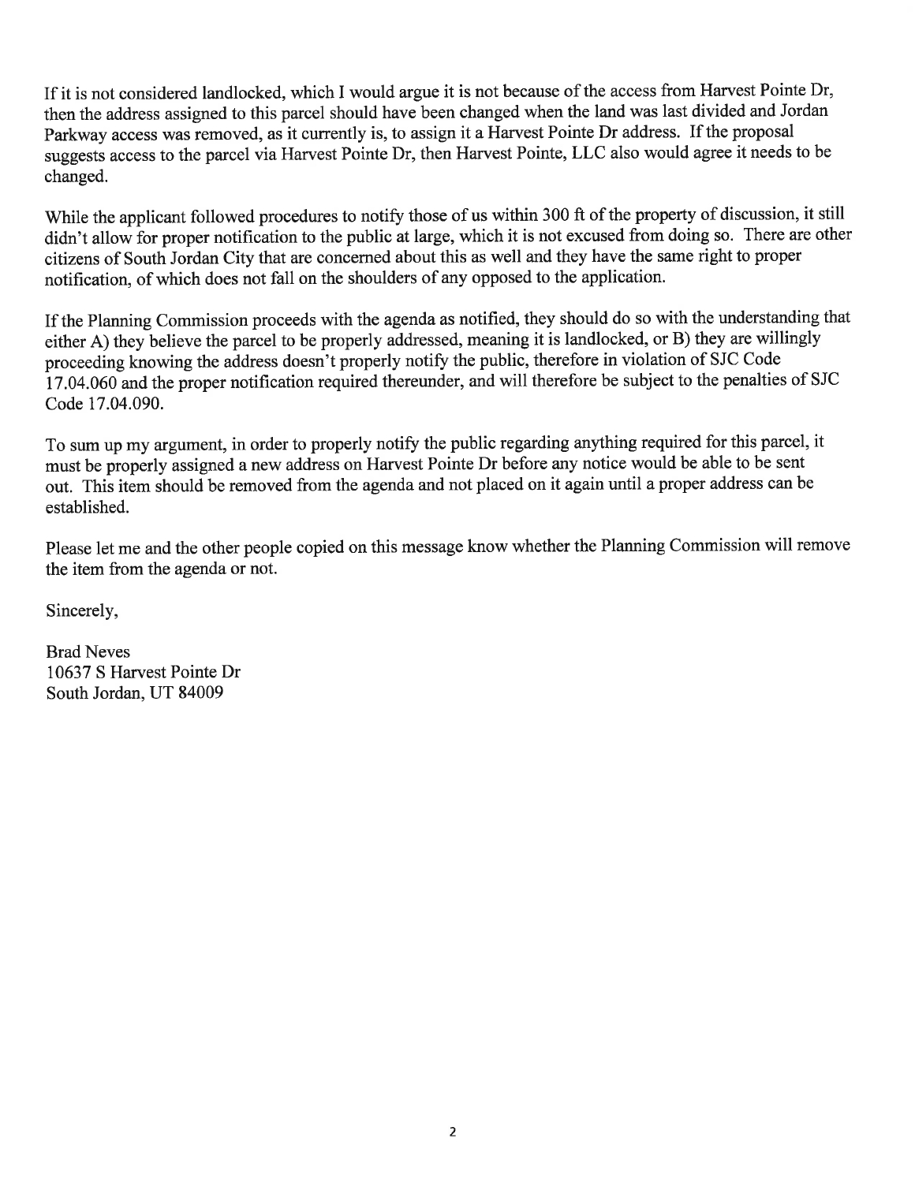If it is not considered landlocked, which I would argue it is not because of the access from Harvest Pointe Dr, then the address assigned to this parcel should have been changed when the land was last divided and Jordan Parkway access was removed, as it currently is, to assign it a Harvest Pointe Dr address. If the proposal suggests access to the parcel via Harvest Pointe Dr, then Harvest Pointe, LLC also would agree it needs to be changed.

While the applicant followed procedures to notify those of us within 300 ft of the property of discussion, it still didn't allow for proper notification to the public at large, which it is not excused from doing so. There are other citizens of South Jordan City that are concerned about this as well and they have the same right to proper notification, of which does not fall on the shoulders of any opposed to the application.

If the Planning Commission proceeds with the agenda as notified, they should do so with the understanding that either A) they believe the parcel to be properly addressed, meaning it is landlocked, or B) they are willingly proceeding knowing the address doesn't properly notify the public, therefore in violation of SJC Code 17.04.060 and the proper notification required thereunder, and will therefore be subject to the penalties of SJC Code 17.04.090.

To sum up my argument, in order to properly notify the public regarding anything required for this parcel, it must be properly assigned a new address on Harvest Pointe Dr before any notice would be able to be sent out. This item should be removed from the agenda and not placed on it again until a proper address can be established.

Please let me and the other people copied on this message know whether the Planning Commission will remove the item from the agenda or not.

Sincerely,

Brad Neves
10637 S Harvest Pointe Dr
South Jordan, UT 84009